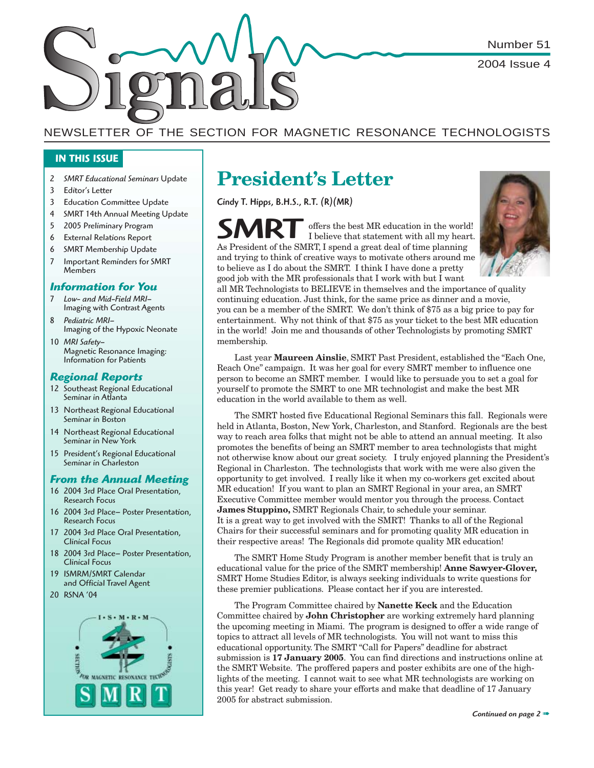# Signals

Number 51

2004 Issue 4

NEWSLETTER OF THE SECTION FOR MAGNETIC RESONANCE TECHNOLOGISTS

## IN THIS ISSUE

- 2 *SMRT Educational Seminars* Update
- 3 Editor's Letter
- 3 Education Committee Update
- 4 SMRT 14th Annual Meeting Update
- 5 2005 Preliminary Program
- 6 External Relations Report
- 6 SMRT Membership Update
- 7 Important Reminders for SMRT Members

### *Information for You*

- 7 *Low- and Mid-Field MRI–* Imaging with Contrast Agents
- 8 *Pediatric MRI–* Imaging of the Hypoxic Neonate
- 10 *MRI Safety–* Magnetic Resonance Imaging: Information for Patients

### *Regional Reports*

- 12 Southeast Regional Educational Seminar in Atlanta
- 13 Northeast Regional Educational Seminar in Boston
- 14 Northeast Regional Educational Seminar in New York
- 15 President's Regional Educational Seminar in Charleston

### *From the Annual Meeting*

- 16 2004 3rd Place Oral Presentation, Research Focus
- 16 2004 3rd Place– Poster Presentation, Research Focus
- 17 2004 3rd Place Oral Presentation, Clinical Focus
- 18 2004 3rd Place– Poster Presentation, Clinical Focus
- 19 ISMRM/SMRT Calendar and Official Travel Agent
- 20 RSNA '04

# President's Letter

**Cindy T. Hipps, B.H.S., R.T. (R)(MR)**

**SMRT** offers the best MR education in the world! I believe that statement with all my heart. As President of the SMRT, I spend a great deal of time planning and trying to think of creative ways to motivate others around me to believe as I do about the SMRT. I think I have done a pretty good job with the MR professionals that I work with but I want all MR Technologists to BELIEVE in themselves and the importance of quality continuing education. Just think, for the same price as dinner and a movie, you can be a member of the SMRT. We don't think of $75 as a big price to pay for entertainment. Why not think of that $75 as your ticket to the best MR education in the world? Join me and thousands of other Technologists by promoting SMRT membership.

Last year **Maureen Ainslie**, SMRT Past President, established the "Each One, Reach One" campaign. It was her goal for every SMRT member to influence one person to become an SMRT member. I would like to persuade you to set a goal for yourself to promote the SMRT to one MR technologist and make the best MR education in the world available to them as well.

The SMRT hosted five Educational Regional Seminars this fall. Regionals were held in Atlanta, Boston, New York, Charleston, and Stanford. Regionals are the best way to reach area folks that might not be able to attend an annual meeting. It also promotes the benefits of being an SMRT member to area technologists that might not otherwise know about our great society. I truly enjoyed planning the President's Regional in Charleston. The technologists that work with me were also given the opportunity to get involved. I really like it when my co-workers get excited about MR education! If you want to plan an SMRT Regional in your area, an SMRT Executive Committee member would mentor you through the process. Contact **James Stuppino,** SMRT Regionals Chair, to schedule your seminar. It is a great way to get involved with the SMRT! Thanks to all of the Regional Chairs for their successful seminars and for promoting quality MR education in their respective areas! The Regionals did promote quality MR education!

The SMRT Home Study Program is another member benefit that is truly an educational value for the price of the SMRT membership! **Anne Sawyer-Glover,** SMRT Home Studies Editor, is always seeking individuals to write questions for these premier publications. Please contact her if you are interested.

The Program Committee chaired by **Nanette Keck** and the Education Committee chaired by **John Christopher** are working extremely hard planning the upcoming meeting in Miami. The program is designed to offer a wide range of topics to attract all levels of MR technologists. You will not want to miss this educational opportunity. The SMRT "Call for Papers" deadline for abstract submission is **17 January 2005**. You can find directions and instructions online at the SMRT Website. The proffered papers and poster exhibits are one of the highlights of the meeting. I cannot wait to see what MR technologists are working on this year! Get ready to share your efforts and make that deadline of 17 January 2005 for abstract submission.

*Continued on page 2*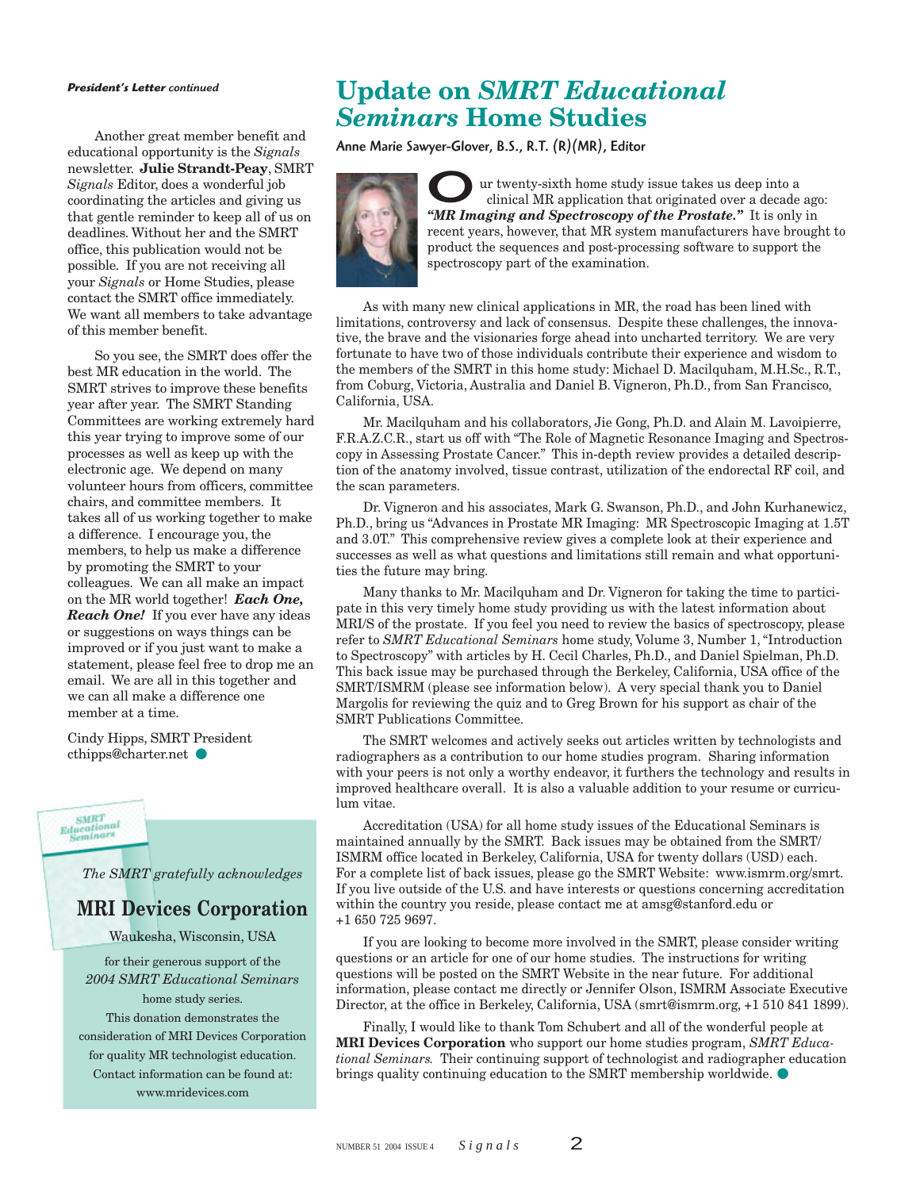*President's Letter continued*

Another great member benefit and educational opportunity is the *Signals* newsletter. **Julie Strandt-Peay**, SMRT *Signals* Editor, does a wonderful job coordinating the articles and giving us that gentle reminder to keep all of us on deadlines. Without her and the SMRT office, this publication would not be possible. If you are not receiving all your *Signals* or Home Studies, please contact the SMRT office immediately. We want all members to take advantage of this member benefit.

So you see, the SMRT does offer the best MR education in the world. The SMRT strives to improve these benefits year after year. The SMRT Standing Committees are working extremely hard this year trying to improve some of our processes as well as keep up with the electronic age. We depend on many volunteer hours from officers, committee chairs, and committee members. It takes all of us working together to make a difference. I encourage you, the members, to help us make a difference by promoting the SMRT to your colleagues. We can all make an impact on the MR world together! ***Each One, Reach One!*** If you ever have any ideas or suggestions on ways things can be improved or if you just want to make a statement, please feel free to drop me an email. We are all in this together and we can all make a difference one member at a time.

Cindy Hipps, SMRT President
cthipps@charter.net

*The SMRT gratefully acknowledges*

**MRI Devices Corporation**

Waukesha, Wisconsin, USA

for their generous support of the *2004 SMRT Educational Seminars* home study series.
This donation demonstrates the consideration of MRI Devices Corporation for quality MR technologist education.
Contact information can be found at: www.mridevices.com

# Update on *SMRT Educational Seminars* Home Studies

**Anne Marie Sawyer-Glover, B.S., R.T. (R)(MR), Editor**

Our twenty-sixth home study issue takes us deep into a clinical MR application that originated over a decade ago: ***"MR Imaging and Spectroscopy of the Prostate."*** It is only in recent years, however, that MR system manufacturers have brought to product the sequences and post-processing software to support the spectroscopy part of the examination.

As with many new clinical applications in MR, the road has been lined with limitations, controversy and lack of consensus. Despite these challenges, the innovative, the brave and the visionaries forge ahead into uncharted territory. We are very fortunate to have two of those individuals contribute their experience and wisdom to the members of the SMRT in this home study: Michael D. Macilquham, M.H.Sc., R.T., from Coburg, Victoria, Australia and Daniel B. Vigneron, Ph.D., from San Francisco, California, USA.

Mr. Macilquham and his collaborators, Jie Gong, Ph.D. and Alain M. Lavoipierre, F.R.A.Z.C.R., start us off with "The Role of Magnetic Resonance Imaging and Spectroscopy in Assessing Prostate Cancer." This in-depth review provides a detailed description of the anatomy involved, tissue contrast, utilization of the endorectal RF coil, and the scan parameters.

Dr. Vigneron and his associates, Mark G. Swanson, Ph.D., and John Kurhanewicz, Ph.D., bring us "Advances in Prostate MR Imaging: MR Spectroscopic Imaging at 1.5T and 3.0T." This comprehensive review gives a complete look at their experience and successes as well as what questions and limitations still remain and what opportunities the future may bring.

Many thanks to Mr. Macilquham and Dr. Vigneron for taking the time to participate in this very timely home study providing us with the latest information about MRI/S of the prostate. If you feel you need to review the basics of spectroscopy, please refer to *SMRT Educational Seminars* home study, Volume 3, Number 1, "Introduction to Spectroscopy" with articles by H. Cecil Charles, Ph.D., and Daniel Spielman, Ph.D. This back issue may be purchased through the Berkeley, California, USA office of the SMRT/ISMRM (please see information below). A very special thank you to Daniel Margolis for reviewing the quiz and to Greg Brown for his support as chair of the SMRT Publications Committee.

The SMRT welcomes and actively seeks out articles written by technologists and radiographers as a contribution to our home studies program. Sharing information with your peers is not only a worthy endeavor, it furthers the technology and results in improved healthcare overall. It is also a valuable addition to your resume or curriculum vitae.

Accreditation (USA) for all home study issues of the Educational Seminars is maintained annually by the SMRT. Back issues may be obtained from the SMRT/ISMRM office located in Berkeley, California, USA for twenty dollars (USD) each. For a complete list of back issues, please go the SMRT Website: www.ismrm.org/smrt. If you live outside of the U.S. and have interests or questions concerning accreditation within the country you reside, please contact me at amsg@stanford.edu or +1 650 725 9697.

If you are looking to become more involved in the SMRT, please consider writing questions or an article for one of our home studies. The instructions for writing questions will be posted on the SMRT Website in the near future. For additional information, please contact me directly or Jennifer Olson, ISMRM Associate Executive Director, at the office in Berkeley, California, USA (smrt@ismrm.org, +1 510 841 1899).

Finally, I would like to thank Tom Schubert and all of the wonderful people at **MRI Devices Corporation** who support our home studies program, *SMRT Educational Seminars.* Their continuing support of technologist and radiographer education brings quality continuing education to the SMRT membership worldwide.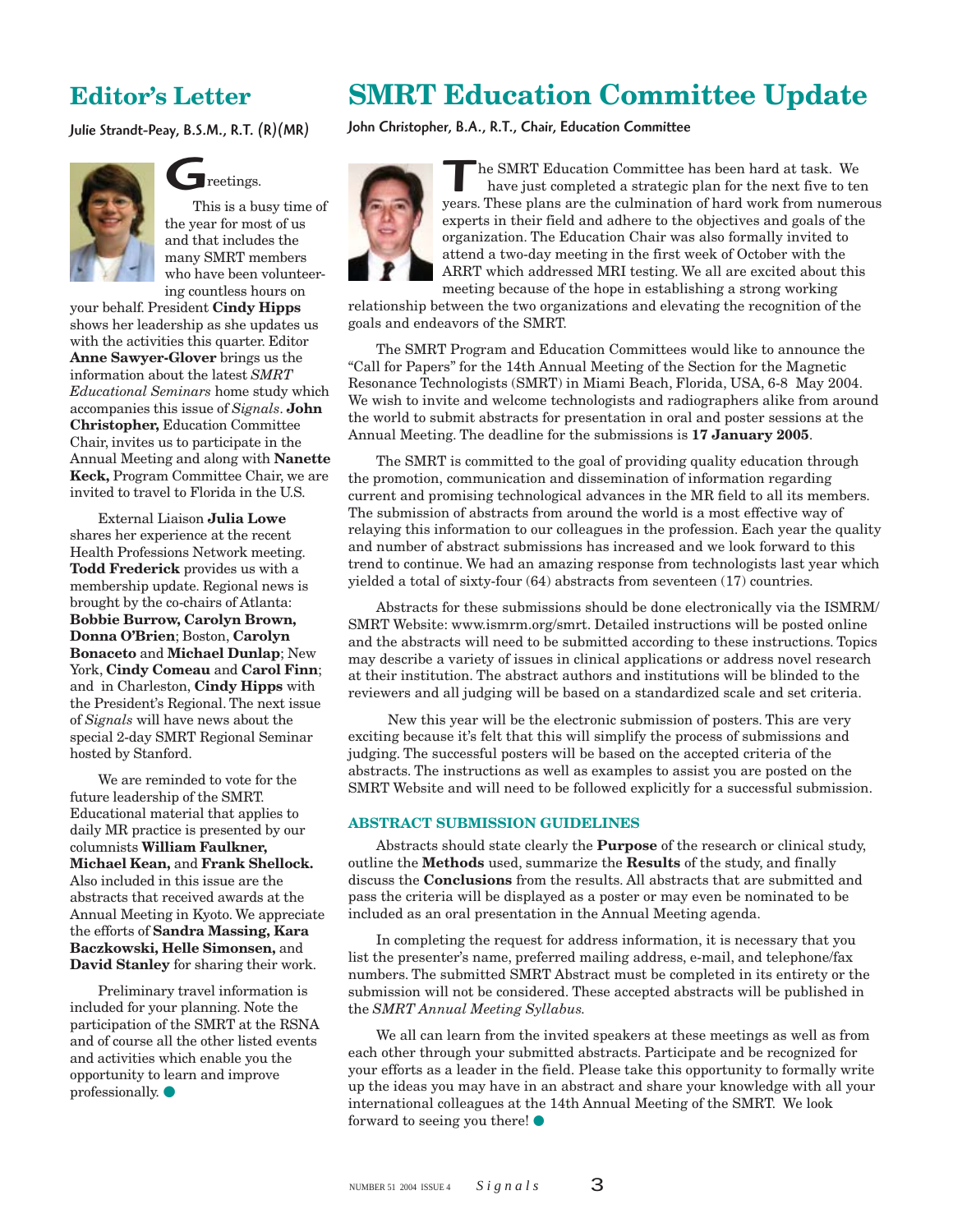## Editor's Letter

Julie Strandt-Peay, B.S.M., R.T. (R)(MR)

Greetings.

This is a busy time of the year for most of us and that includes the many SMRT members who have been volunteering countless hours on your behalf. President **Cindy Hipps** shows her leadership as she updates us with the activities this quarter. Editor **Anne Sawyer-Glover** brings us the information about the latest *SMRT Educational Seminars* home study which accompanies this issue of *Signals*. **John Christopher,** Education Committee Chair, invites us to participate in the Annual Meeting and along with **Nanette Keck,** Program Committee Chair, we are invited to travel to Florida in the U.S.

External Liaison **Julia Lowe** shares her experience at the recent Health Professions Network meeting. **Todd Frederick** provides us with a membership update. Regional news is brought by the co-chairs of Atlanta: **Bobbie Burrow, Carolyn Brown, Donna O'Brien**; Boston, **Carolyn Bonaceto** and **Michael Dunlap**; New York, **Cindy Comeau** and **Carol Finn**; and in Charleston, **Cindy Hipps** with the President's Regional. The next issue of *Signals* will have news about the special 2-day SMRT Regional Seminar hosted by Stanford.

We are reminded to vote for the future leadership of the SMRT. Educational material that applies to daily MR practice is presented by our columnists **William Faulkner, Michael Kean,** and **Frank Shellock.** Also included in this issue are the abstracts that received awards at the Annual Meeting in Kyoto. We appreciate the efforts of **Sandra Massing, Kara Baczkowski, Helle Simonsen,** and **David Stanley** for sharing their work.

Preliminary travel information is included for your planning. Note the participation of the SMRT at the RSNA and of course all the other listed events and activities which enable you the opportunity to learn and improve professionally.

## SMRT Education Committee Update

John Christopher, B.A., R.T., Chair, Education Committee

The SMRT Education Committee has been hard at task. We have just completed a strategic plan for the next five to ten years. These plans are the culmination of hard work from numerous experts in their field and adhere to the objectives and goals of the organization. The Education Chair was also formally invited to attend a two-day meeting in the first week of October with the ARRT which addressed MRI testing. We all are excited about this meeting because of the hope in establishing a strong working relationship between the two organizations and elevating the recognition of the goals and endeavors of the SMRT.

The SMRT Program and Education Committees would like to announce the "Call for Papers" for the 14th Annual Meeting of the Section for the Magnetic Resonance Technologists (SMRT) in Miami Beach, Florida, USA, 6-8 May 2004. We wish to invite and welcome technologists and radiographers alike from around the world to submit abstracts for presentation in oral and poster sessions at the Annual Meeting. The deadline for the submissions is **17 January 2005**.

The SMRT is committed to the goal of providing quality education through the promotion, communication and dissemination of information regarding current and promising technological advances in the MR field to all its members. The submission of abstracts from around the world is a most effective way of relaying this information to our colleagues in the profession. Each year the quality and number of abstract submissions has increased and we look forward to this trend to continue. We had an amazing response from technologists last year which yielded a total of sixty-four (64) abstracts from seventeen (17) countries.

Abstracts for these submissions should be done electronically via the ISMRM/SMRT Website: www.ismrm.org/smrt. Detailed instructions will be posted online and the abstracts will need to be submitted according to these instructions. Topics may describe a variety of issues in clinical applications or address novel research at their institution. The abstract authors and institutions will be blinded to the reviewers and all judging will be based on a standardized scale and set criteria.

New this year will be the electronic submission of posters. This are very exciting because it's felt that this will simplify the process of submissions and judging. The successful posters will be based on the accepted criteria of the abstracts. The instructions as well as examples to assist you are posted on the SMRT Website and will need to be followed explicitly for a successful submission.

### ABSTRACT SUBMISSION GUIDELINES

Abstracts should state clearly the **Purpose** of the research or clinical study, outline the **Methods** used, summarize the **Results** of the study, and finally discuss the **Conclusions** from the results. All abstracts that are submitted and pass the criteria will be displayed as a poster or may even be nominated to be included as an oral presentation in the Annual Meeting agenda.

In completing the request for address information, it is necessary that you list the presenter's name, preferred mailing address, e-mail, and telephone/fax numbers. The submitted SMRT Abstract must be completed in its entirety or the submission will not be considered. These accepted abstracts will be published in the *SMRT Annual Meeting Syllabus.*

We all can learn from the invited speakers at these meetings as well as from each other through your submitted abstracts. Participate and be recognized for your efforts as a leader in the field. Please take this opportunity to formally write up the ideas you may have in an abstract and share your knowledge with all your international colleagues at the 14th Annual Meeting of the SMRT. We look forward to seeing you there!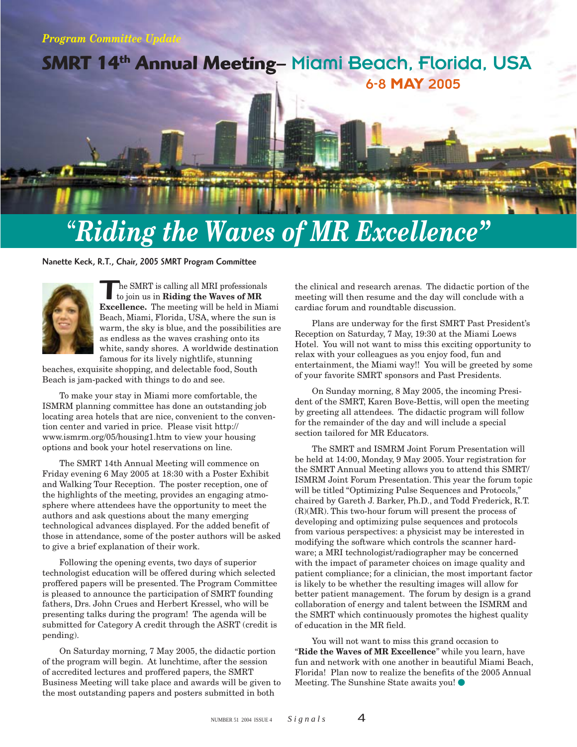*Program Committee Update*

# SMRT 14th Annual Meeting– Miami Beach, Florida, USA

## 6-8 MAY 2005

# *"Riding the Waves of MR Excellence"*

**Nanette Keck, R.T., Chair, 2005 SMRT Program Committee**

The SMRT is calling all MRI professionals to join us in **Riding the Waves of MR Excellence.** The meeting will be held in Miami Beach, Miami, Florida, USA, where the sun is warm, the sky is blue, and the possibilities are as endless as the waves crashing onto its white, sandy shores. A worldwide destination famous for its lively nightlife, stunning beaches, exquisite shopping, and delectable food, South Beach is jam-packed with things to do and see.

To make your stay in Miami more comfortable, the ISMRM planning committee has done an outstanding job locating area hotels that are nice, convenient to the convention center and varied in price. Please visit http://www.ismrm.org/05/housing1.htm to view your housing options and book your hotel reservations on line.

The SMRT 14th Annual Meeting will commence on Friday evening 6 May 2005 at 18:30 with a Poster Exhibit and Walking Tour Reception. The poster reception, one of the highlights of the meeting, provides an engaging atmosphere where attendees have the opportunity to meet the authors and ask questions about the many emerging technological advances displayed. For the added benefit of those in attendance, some of the poster authors will be asked to give a brief explanation of their work.

Following the opening events, two days of superior technologist education will be offered during which selected proffered papers will be presented. The Program Committee is pleased to announce the participation of SMRT founding fathers, Drs. John Crues and Herbert Kressel, who will be presenting talks during the program! The agenda will be submitted for Category A credit through the ASRT (credit is pending).

On Saturday morning, 7 May 2005, the didactic portion of the program will begin. At lunchtime, after the session of accredited lectures and proffered papers, the SMRT Business Meeting will take place and awards will be given to the most outstanding papers and posters submitted in both the clinical and research arenas. The didactic portion of the meeting will then resume and the day will conclude with a cardiac forum and roundtable discussion.

Plans are underway for the first SMRT Past President's Reception on Saturday, 7 May, 19:30 at the Miami Loews Hotel. You will not want to miss this exciting opportunity to relax with your colleagues as you enjoy food, fun and entertainment, the Miami way!! You will be greeted by some of your favorite SMRT sponsors and Past Presidents.

On Sunday morning, 8 May 2005, the incoming President of the SMRT, Karen Bove-Bettis, will open the meeting by greeting all attendees. The didactic program will follow for the remainder of the day and will include a special section tailored for MR Educators.

The SMRT and ISMRM Joint Forum Presentation will be held at 14:00, Monday, 9 May 2005. Your registration for the SMRT Annual Meeting allows you to attend this SMRT/ISMRM Joint Forum Presentation. This year the forum topic will be titled "Optimizing Pulse Sequences and Protocols," chaired by Gareth J. Barker, Ph.D., and Todd Frederick, R.T.(R)(MR). This two-hour forum will present the process of developing and optimizing pulse sequences and protocols from various perspectives: a physicist may be interested in modifying the software which controls the scanner hardware; a MRI technologist/radiographer may be concerned with the impact of parameter choices on image quality and patient compliance; for a clinician, the most important factor is likely to be whether the resulting images will allow for better patient management. The forum by design is a grand collaboration of energy and talent between the ISMRM and the SMRT which continuously promotes the highest quality of education in the MR field.

You will not want to miss this grand occasion to "**Ride the Waves of MR Excellence**" while you learn, have fun and network with one another in beautiful Miami Beach, Florida! Plan now to realize the benefits of the 2005 Annual Meeting. The Sunshine State awaits you!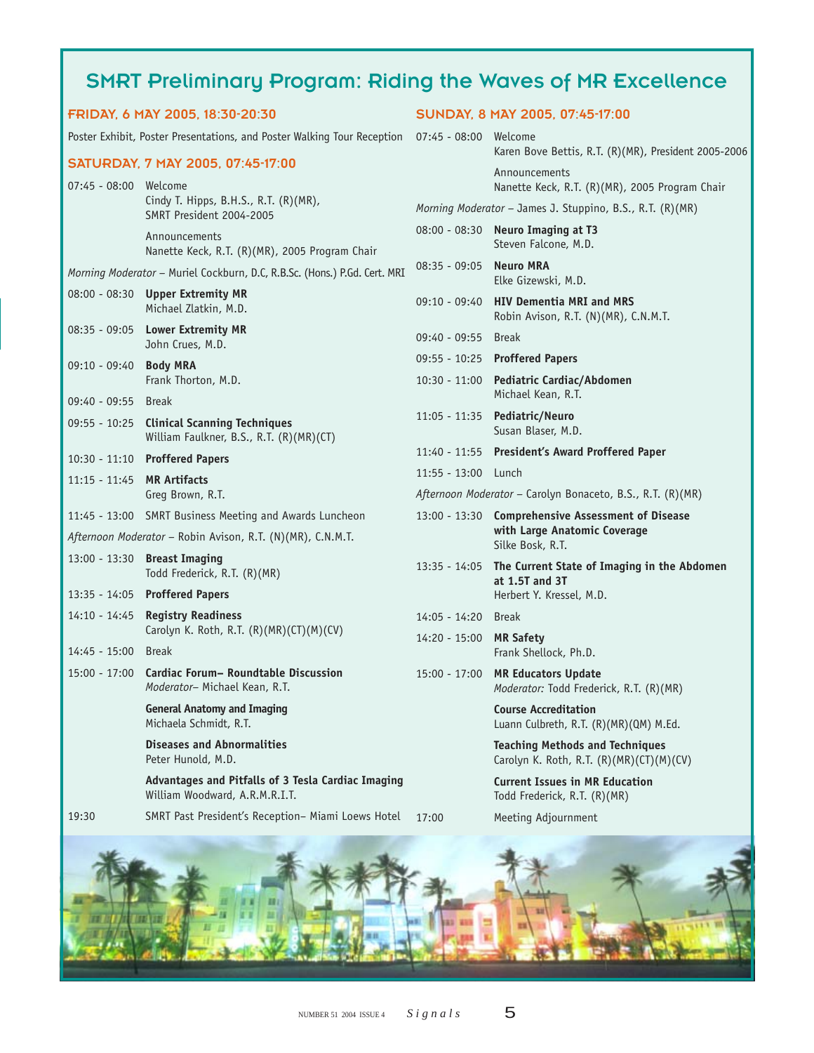# SMRT Preliminary Program: Riding the Waves of MR Excellence

## FRIDAY, 6 MAY 2005, 18:30-20:30

Poster Exhibit, Poster Presentations, and Poster Walking Tour Reception

## SATURDAY, 7 MAY 2005, 07:45-17:00

07:45 - 08:00 Welcome
Cindy T. Hipps, B.H.S., R.T. (R)(MR), SMRT President 2004-2005

Announcements
Nanette Keck, R.T. (R)(MR), 2005 Program Chair

*Morning Moderator* – Muriel Cockburn, D.C, R.B.Sc. (Hons.) P.Gd. Cert. MRI

08:00 - 08:30 **Upper Extremity MR**
Michael Zlatkin, M.D.

08:35 - 09:05 **Lower Extremity MR**
John Crues, M.D.

09:10 - 09:40 **Body MRA**
Frank Thorton, M.D.

09:40 - 09:55 Break

09:55 - 10:25 **Clinical Scanning Techniques**
William Faulkner, B.S., R.T. (R)(MR)(CT)

10:30 - 11:10 **Proffered Papers**

11:15 - 11:45 **MR Artifacts**
Greg Brown, R.T.

11:45 - 13:00 SMRT Business Meeting and Awards Luncheon

*Afternoon Moderator* – Robin Avison, R.T. (N)(MR), C.N.M.T.

13:00 - 13:30 **Breast Imaging**
Todd Frederick, R.T. (R)(MR)

13:35 - 14:05 **Proffered Papers**

14:10 - 14:45 **Registry Readiness**
Carolyn K. Roth, R.T. (R)(MR)(CT)(M)(CV)

14:45 - 15:00 Break

15:00 - 17:00 **Cardiac Forum– Roundtable Discussion**
*Moderator*– Michael Kean, R.T.

**General Anatomy and Imaging**
Michaela Schmidt, R.T.

**Diseases and Abnormalities**
Peter Hunold, M.D.

**Advantages and Pitfalls of 3 Tesla Cardiac Imaging**
William Woodward, A.R.M.R.I.T.

19:30 SMRT Past President's Reception– Miami Loews Hotel

## SUNDAY, 8 MAY 2005, 07:45-17:00

07:45 - 08:00 Welcome
Karen Bove Bettis, R.T. (R)(MR), President 2005-2006

Announcements
Nanette Keck, R.T. (R)(MR), 2005 Program Chair

*Morning Moderator* – James J. Stuppino, B.S., R.T. (R)(MR)

08:00 - 08:30 **Neuro Imaging at T3**
Steven Falcone, M.D.

08:35 - 09:05 **Neuro MRA**
Elke Gizewski, M.D.

09:10 - 09:40 **HIV Dementia MRI and MRS**
Robin Avison, R.T. (N)(MR), C.N.M.T.

09:40 - 09:55 Break

09:55 - 10:25 **Proffered Papers**

10:30 - 11:00 **Pediatric Cardiac/Abdomen**
Michael Kean, R.T.

11:05 - 11:35 **Pediatric/Neuro**
Susan Blaser, M.D.

11:40 - 11:55 **President's Award Proffered Paper**

11:55 - 13:00 Lunch

*Afternoon Moderator* – Carolyn Bonaceto, B.S., R.T. (R)(MR)

13:00 - 13:30 **Comprehensive Assessment of Disease with Large Anatomic Coverage**
Silke Bosk, R.T.

13:35 - 14:05 **The Current State of Imaging in the Abdomen at 1.5T and 3T**
Herbert Y. Kressel, M.D.

14:05 - 14:20 Break

14:20 - 15:00 **MR Safety**
Frank Shellock, Ph.D.

15:00 - 17:00 **MR Educators Update**
*Moderator:* Todd Frederick, R.T. (R)(MR)

**Course Accreditation**
Luann Culbreth, R.T. (R)(MR)(QM) M.Ed.

**Teaching Methods and Techniques**
Carolyn K. Roth, R.T. (R)(MR)(CT)(M)(CV)

**Current Issues in MR Education**
Todd Frederick, R.T. (R)(MR)

17:00 Meeting Adjournment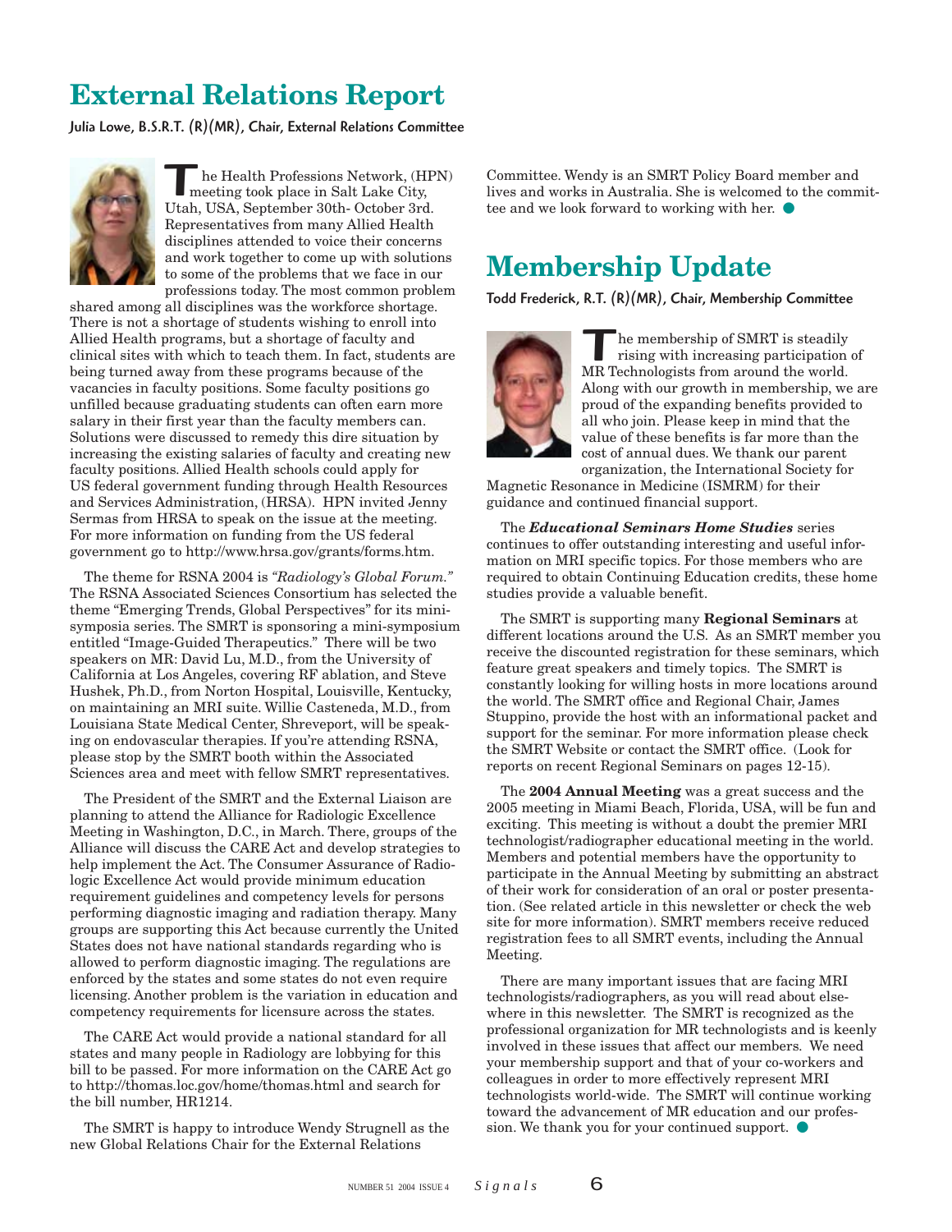# External Relations Report

**Julia Lowe, B.S.R.T. (R)(MR), Chair, External Relations Committee**

The Health Professions Network, (HPN) meeting took place in Salt Lake City, Utah, USA, September 30th- October 3rd. Representatives from many Allied Health disciplines attended to voice their concerns and work together to come up with solutions to some of the problems that we face in our professions today. The most common problem shared among all disciplines was the workforce shortage. There is not a shortage of students wishing to enroll into Allied Health programs, but a shortage of faculty and clinical sites with which to teach them. In fact, students are being turned away from these programs because of the vacancies in faculty positions. Some faculty positions go unfilled because graduating students can often earn more salary in their first year than the faculty members can. Solutions were discussed to remedy this dire situation by increasing the existing salaries of faculty and creating new faculty positions. Allied Health schools could apply for US federal government funding through Health Resources and Services Administration, (HRSA). HPN invited Jenny Sermas from HRSA to speak on the issue at the meeting. For more information on funding from the US federal government go to http://www.hrsa.gov/grants/forms.htm.

The theme for RSNA 2004 is *"Radiology's Global Forum."* The RSNA Associated Sciences Consortium has selected the theme "Emerging Trends, Global Perspectives" for its mini-symposia series. The SMRT is sponsoring a mini-symposium entitled "Image-Guided Therapeutics." There will be two speakers on MR: David Lu, M.D., from the University of California at Los Angeles, covering RF ablation, and Steve Hushek, Ph.D., from Norton Hospital, Louisville, Kentucky, on maintaining an MRI suite. Willie Casteneda, M.D., from Louisiana State Medical Center, Shreveport, will be speaking on endovascular therapies. If you're attending RSNA, please stop by the SMRT booth within the Associated Sciences area and meet with fellow SMRT representatives.

The President of the SMRT and the External Liaison are planning to attend the Alliance for Radiologic Excellence Meeting in Washington, D.C., in March. There, groups of the Alliance will discuss the CARE Act and develop strategies to help implement the Act. The Consumer Assurance of Radiologic Excellence Act would provide minimum education requirement guidelines and competency levels for persons performing diagnostic imaging and radiation therapy. Many groups are supporting this Act because currently the United States does not have national standards regarding who is allowed to perform diagnostic imaging. The regulations are enforced by the states and some states do not even require licensing. Another problem is the variation in education and competency requirements for licensure across the states.

The CARE Act would provide a national standard for all states and many people in Radiology are lobbying for this bill to be passed. For more information on the CARE Act go to http://thomas.loc.gov/home/thomas.html and search for the bill number, HR1214.

The SMRT is happy to introduce Wendy Strugnell as the new Global Relations Chair for the External Relations Committee. Wendy is an SMRT Policy Board member and lives and works in Australia. She is welcomed to the committee and we look forward to working with her.

# Membership Update

**Todd Frederick, R.T. (R)(MR), Chair, Membership Committee**

The membership of SMRT is steadily rising with increasing participation of MR Technologists from around the world. Along with our growth in membership, we are proud of the expanding benefits provided to all who join. Please keep in mind that the value of these benefits is far more than the cost of annual dues. We thank our parent organization, the International Society for Magnetic Resonance in Medicine (ISMRM) for their guidance and continued financial support.

The ***Educational Seminars Home Studies*** series continues to offer outstanding interesting and useful information on MRI specific topics. For those members who are required to obtain Continuing Education credits, these home studies provide a valuable benefit.

The SMRT is supporting many **Regional Seminars** at different locations around the U.S. As an SMRT member you receive the discounted registration for these seminars, which feature great speakers and timely topics. The SMRT is constantly looking for willing hosts in more locations around the world. The SMRT office and Regional Chair, James Stuppino, provide the host with an informational packet and support for the seminar. For more information please check the SMRT Website or contact the SMRT office. (Look for reports on recent Regional Seminars on pages 12-15).

The **2004 Annual Meeting** was a great success and the 2005 meeting in Miami Beach, Florida, USA, will be fun and exciting. This meeting is without a doubt the premier MRI technologist/radiographer educational meeting in the world. Members and potential members have the opportunity to participate in the Annual Meeting by submitting an abstract of their work for consideration of an oral or poster presentation. (See related article in this newsletter or check the web site for more information). SMRT members receive reduced registration fees to all SMRT events, including the Annual Meeting.

There are many important issues that are facing MRI technologists/radiographers, as you will read about elsewhere in this newsletter. The SMRT is recognized as the professional organization for MR technologists and is keenly involved in these issues that affect our members. We need your membership support and that of your co-workers and colleagues in order to more effectively represent MRI technologists world-wide. The SMRT will continue working toward the advancement of MR education and our profession. We thank you for your continued support.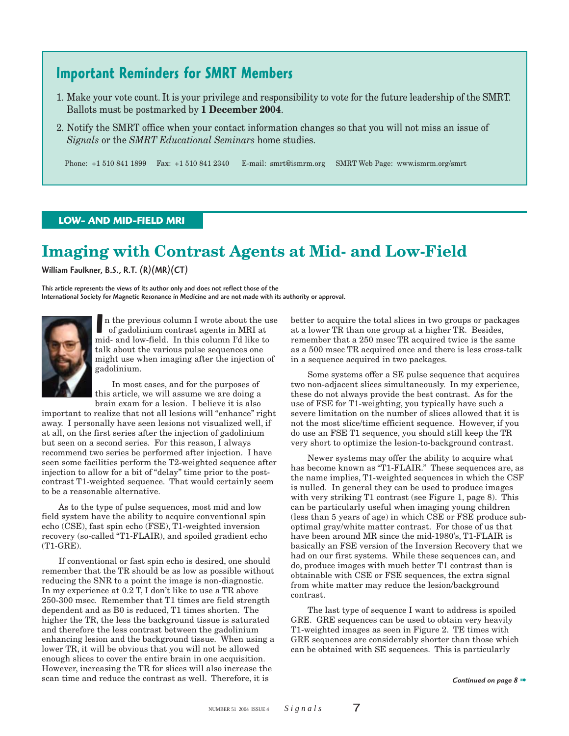## Important Reminders for SMRT Members

1. Make your vote count. It is your privilege and responsibility to vote for the future leadership of the SMRT. Ballots must be postmarked by **1 December 2004**.
2. Notify the SMRT office when your contact information changes so that you will not miss an issue of *Signals* or the *SMRT Educational Seminars* home studies.

Phone: +1 510 841 1899  Fax: +1 510 841 2340  E-mail: smrt@ismrm.org  SMRT Web Page: www.ismrm.org/smrt

**LOW- AND MID-FIELD MRI**

# Imaging with Contrast Agents at Mid- and Low-Field

William Faulkner, B.S., R.T. (R)(MR)(CT)

*This article represents the views of its author only and does not reflect those of the International Society for Magnetic Resonance in Medicine and are not made with its authority or approval.*

In the previous column I wrote about the use of gadolinium contrast agents in MRI at mid- and low-field. In this column I'd like to talk about the various pulse sequences one might use when imaging after the injection of gadolinium.

In most cases, and for the purposes of this article, we will assume we are doing a brain exam for a lesion. I believe it is also important to realize that not all lesions will "enhance" right away. I personally have seen lesions not visualized well, if at all, on the first series after the injection of gadolinium but seen on a second series. For this reason, I always recommend two series be performed after injection. I have seen some facilities perform the T2-weighted sequence after injection to allow for a bit of "delay" time prior to the post-contrast T1-weighted sequence. That would certainly seem to be a reasonable alternative.

As to the type of pulse sequences, most mid and low field system have the ability to acquire conventional spin echo (CSE), fast spin echo (FSE), T1-weighted inversion recovery (so-called "T1-FLAIR), and spoiled gradient echo (T1-GRE).

If conventional or fast spin echo is desired, one should remember that the TR should be as low as possible without reducing the SNR to a point the image is non-diagnostic. In my experience at 0.2 T, I don't like to use a TR above 250-300 msec. Remember that T1 times are field strength dependent and as B0 is reduced, T1 times shorten. The higher the TR, the less the background tissue is saturated and therefore the less contrast between the gadolinium enhancing lesion and the background tissue. When using a lower TR, it will be obvious that you will not be allowed enough slices to cover the entire brain in one acquisition. However, increasing the TR for slices will also increase the scan time and reduce the contrast as well. Therefore, it is better to acquire the total slices in two groups or packages at a lower TR than one group at a higher TR. Besides, remember that a 250 msec TR acquired twice is the same as a 500 msec TR acquired once and there is less cross-talk in a sequence acquired in two packages.

Some systems offer a SE pulse sequence that acquires two non-adjacent slices simultaneously. In my experience, these do not always provide the best contrast. As for the use of FSE for T1-weighting, you typically have such a severe limitation on the number of slices allowed that it is not the most slice/time efficient sequence. However, if you do use an FSE T1 sequence, you should still keep the TR very short to optimize the lesion-to-background contrast.

Newer systems may offer the ability to acquire what has become known as "T1-FLAIR." These sequences are, as the name implies, T1-weighted sequences in which the CSF is nulled. In general they can be used to produce images with very striking T1 contrast (see Figure 1, page 8). This can be particularly useful when imaging young children (less than 5 years of age) in which CSE or FSE produce sub-optimal gray/white matter contrast. For those of us that have been around MR since the mid-1980's, T1-FLAIR is basically an FSE version of the Inversion Recovery that we had on our first systems. While these sequences can, and do, produce images with much better T1 contrast than is obtainable with CSE or FSE sequences, the extra signal from white matter may reduce the lesion/background contrast.

The last type of sequence I want to address is spoiled GRE. GRE sequences can be used to obtain very heavily T1-weighted images as seen in Figure 2. TE times with GRE sequences are considerably shorter than those which can be obtained with SE sequences. This is particularly

*Continued on page 8*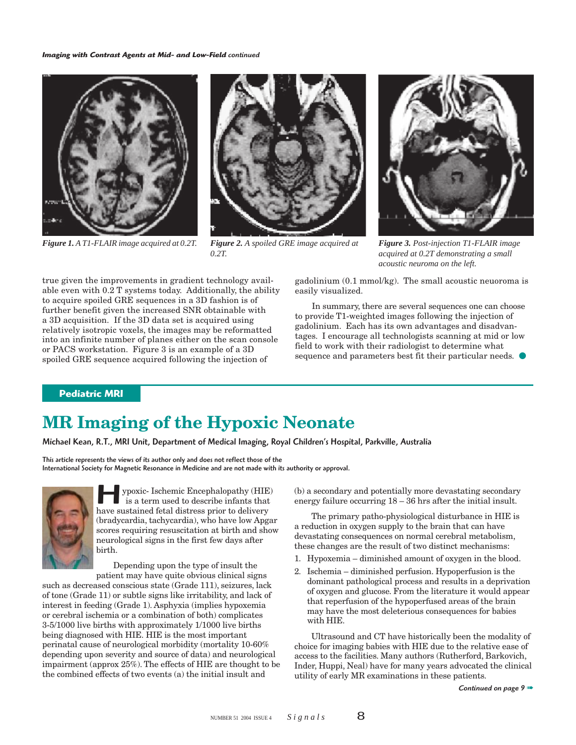*Figure 1. A T1-FLAIR image acquired at 0.2T.*

*Figure 2. A spoiled GRE image acquired at 0.2T.*

*Figure 3. Post-injection T1-FLAIR image acquired at 0.2T demonstrating a small acoustic neuroma on the left.*

true given the improvements in gradient technology available even with 0.2 T systems today. Additionally, the ability to acquire spoiled GRE sequences in a 3D fashion is of further benefit given the increased SNR obtainable with a 3D acquisition. If the 3D data set is acquired using relatively isotropic voxels, the images may be reformatted into an infinite number of planes either on the scan console or PACS workstation. Figure 3 is an example of a 3D spoiled GRE sequence acquired following the injection of gadolinium (0.1 mmol/kg). The small acoustic neuoroma is easily visualized.

In summary, there are several sequences one can choose to provide T1-weighted images following the injection of gadolinium. Each has its own advantages and disadvantages. I encourage all technologists scanning at mid or low field to work with their radiologist to determine what sequence and parameters best fit their particular needs.

**Pediatric MRI**

# MR Imaging of the Hypoxic Neonate

**Michael Kean, R.T., MRI Unit, Department of Medical Imaging, Royal Children's Hospital, Parkville, Australia**

**This article represents the views of its author only and does not reflect those of the International Society for Magnetic Resonance in Medicine and are not made with its authority or approval.**

Hypoxic- Ischemic Encephalopathy (HIE) is a term used to describe infants that have sustained fetal distress prior to delivery (bradycardia, tachycardia), who have low Apgar scores requiring resuscitation at birth and show neurological signs in the first few days after birth.

Depending upon the type of insult the patient may have quite obvious clinical signs such as decreased conscious state (Grade 111), seizures, lack of tone (Grade 11) or subtle signs like irritability, and lack of interest in feeding (Grade 1). Asphyxia (implies hypoxemia or cerebral ischemia or a combination of both) complicates 3-5/1000 live births with approximately 1/1000 live births being diagnosed with HIE. HIE is the most important perinatal cause of neurological morbidity (mortality 10-60% depending upon severity and source of data) and neurological impairment (approx 25%). The effects of HIE are thought to be the combined effects of two events (a) the initial insult and (b) a secondary and potentially more devastating secondary energy failure occurring 18 – 36 hrs after the initial insult.

The primary patho-physiological disturbance in HIE is a reduction in oxygen supply to the brain that can have devastating consequences on normal cerebral metabolism, these changes are the result of two distinct mechanisms:

1. Hypoxemia – diminished amount of oxygen in the blood.
2. Ischemia – diminished perfusion. Hypoperfusion is the dominant pathological process and results in a deprivation of oxygen and glucose. From the literature it would appear that reperfusion of the hypoperfused areas of the brain may have the most deleterious consequences for babies with HIE.

Ultrasound and CT have historically been the modality of choice for imaging babies with HIE due to the relative ease of access to the facilities. Many authors (Rutherford, Barkovich, Inder, Huppi, Neal) have for many years advocated the clinical utility of early MR examinations in these patients.

*Continued on page 9*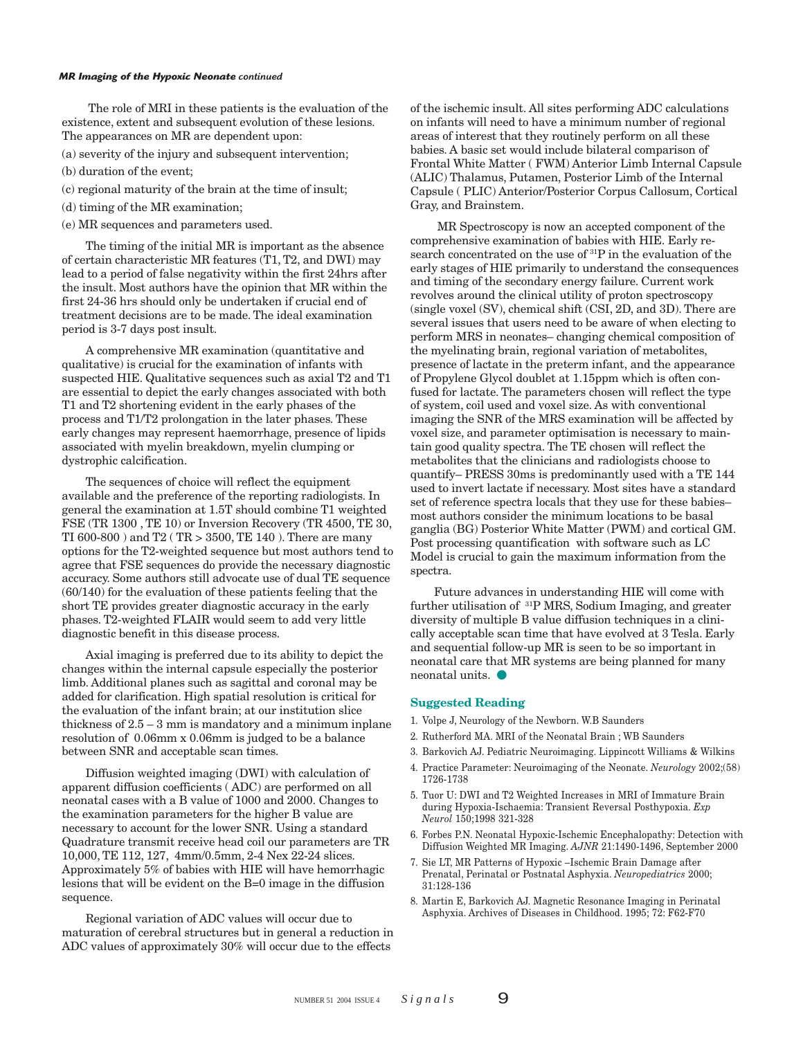The role of MRI in these patients is the evaluation of the existence, extent and subsequent evolution of these lesions. The appearances on MR are dependent upon:

(a) severity of the injury and subsequent intervention;

(b) duration of the event;

(c) regional maturity of the brain at the time of insult;

(d) timing of the MR examination;

(e) MR sequences and parameters used.

The timing of the initial MR is important as the absence of certain characteristic MR features (T1, T2, and DWI) may lead to a period of false negativity within the first 24hrs after the insult. Most authors have the opinion that MR within the first 24-36 hrs should only be undertaken if crucial end of treatment decisions are to be made. The ideal examination period is 3-7 days post insult.

A comprehensive MR examination (quantitative and qualitative) is crucial for the examination of infants with suspected HIE. Qualitative sequences such as axial T2 and T1 are essential to depict the early changes associated with both T1 and T2 shortening evident in the early phases of the process and T1/T2 prolongation in the later phases. These early changes may represent haemorrhage, presence of lipids associated with myelin breakdown, myelin clumping or dystrophic calcification.

The sequences of choice will reflect the equipment available and the preference of the reporting radiologists. In general the examination at 1.5T should combine T1 weighted FSE (TR 1300 , TE 10) or Inversion Recovery (TR 4500, TE 30, TI 600-800 ) and T2 ( TR > 3500, TE 140 ). There are many options for the T2-weighted sequence but most authors tend to agree that FSE sequences do provide the necessary diagnostic accuracy. Some authors still advocate use of dual TE sequence (60/140) for the evaluation of these patients feeling that the short TE provides greater diagnostic accuracy in the early phases. T2-weighted FLAIR would seem to add very little diagnostic benefit in this disease process.

Axial imaging is preferred due to its ability to depict the changes within the internal capsule especially the posterior limb. Additional planes such as sagittal and coronal may be added for clarification. High spatial resolution is critical for the evaluation of the infant brain; at our institution slice thickness of 2.5 – 3 mm is mandatory and a minimum inplane resolution of 0.06mm x 0.06mm is judged to be a balance between SNR and acceptable scan times.

Diffusion weighted imaging (DWI) with calculation of apparent diffusion coefficients ( ADC) are performed on all neonatal cases with a B value of 1000 and 2000. Changes to the examination parameters for the higher B value are necessary to account for the lower SNR. Using a standard Quadrature transmit receive head coil our parameters are TR 10,000, TE 112, 127, 4mm/0.5mm, 2-4 Nex 22-24 slices. Approximately 5% of babies with HIE will have hemorrhagic lesions that will be evident on the B=0 image in the diffusion sequence.

Regional variation of ADC values will occur due to maturation of cerebral structures but in general a reduction in ADC values of approximately 30% will occur due to the effects of the ischemic insult. All sites performing ADC calculations on infants will need to have a minimum number of regional areas of interest that they routinely perform on all these babies. A basic set would include bilateral comparison of Frontal White Matter ( FWM) Anterior Limb Internal Capsule (ALIC) Thalamus, Putamen, Posterior Limb of the Internal Capsule ( PLIC) Anterior/Posterior Corpus Callosum, Cortical Gray, and Brainstem.

MR Spectroscopy is now an accepted component of the comprehensive examination of babies with HIE. Early research concentrated on the use of $^{31}$P in the evaluation of the early stages of HIE primarily to understand the consequences and timing of the secondary energy failure. Current work revolves around the clinical utility of proton spectroscopy (single voxel (SV), chemical shift (CSI, 2D, and 3D). There are several issues that users need to be aware of when electing to perform MRS in neonates– changing chemical composition of the myelinating brain, regional variation of metabolites, presence of lactate in the preterm infant, and the appearance of Propylene Glycol doublet at 1.15ppm which is often confused for lactate. The parameters chosen will reflect the type of system, coil used and voxel size. As with conventional imaging the SNR of the MRS examination will be affected by voxel size, and parameter optimisation is necessary to maintain good quality spectra. The TE chosen will reflect the metabolites that the clinicians and radiologists choose to quantify– PRESS 30ms is predominantly used with a TE 144 used to invert lactate if necessary. Most sites have a standard set of reference spectra locals that they use for these babies– most authors consider the minimum locations to be basal ganglia (BG) Posterior White Matter (PWM) and cortical GM. Post processing quantification with software such as LC Model is crucial to gain the maximum information from the spectra.

Future advances in understanding HIE will come with further utilisation of $^{31}$P MRS, Sodium Imaging, and greater diversity of multiple B value diffusion techniques in a clinically acceptable scan time that have evolved at 3 Tesla. Early and sequential follow-up MR is seen to be so important in neonatal care that MR systems are being planned for many neonatal units. ●

## Suggested Reading

1. Volpe J, Neurology of the Newborn. W.B Saunders
2. Rutherford MA. MRI of the Neonatal Brain ; WB Saunders
3. Barkovich AJ. Pediatric Neuroimaging. Lippincott Williams & Wilkins
4. Practice Parameter: Neuroimaging of the Neonate. *Neurology* 2002;(58) 1726-1738
5. Tuor U: DWI and T2 Weighted Increases in MRI of Immature Brain during Hypoxia-Ischaemia: Transient Reversal Posthypoxia. *Exp Neurol* 150;1998 321-328
6. Forbes P.N. Neonatal Hypoxic-Ischemic Encephalopathy: Detection with Diffusion Weighted MR Imaging. *AJNR* 21:1490-1496, September 2000
7. Sie LT, MR Patterns of Hypoxic –Ischemic Brain Damage after Prenatal, Perinatal or Postnatal Asphyxia. *Neuropediatrics* 2000; 31:128-136
8. Martin E, Barkovich AJ. Magnetic Resonance Imaging in Perinatal Asphyxia. Archives of Diseases in Childhood. 1995; 72: F62-F70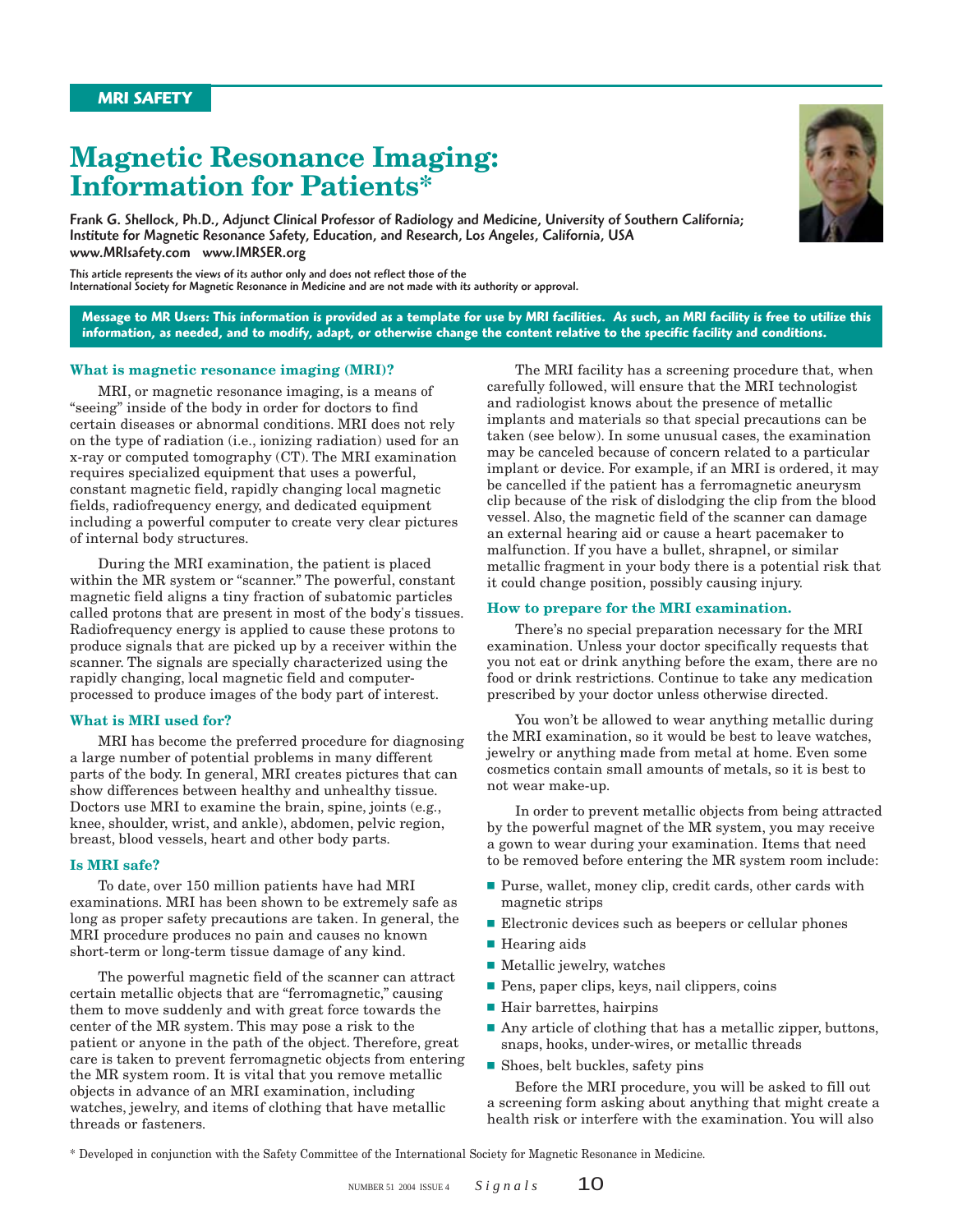MRI SAFETY

# Magnetic Resonance Imaging: Information for Patients*

**Frank G. Shellock, Ph.D., Adjunct Clinical Professor of Radiology and Medicine, University of Southern California; Institute for Magnetic Resonance Safety, Education, and Research, Los Angeles, California, USA**
**www.MRIsafety.com www.IMRSER.org**

This article represents the views of its author only and does not reflect those of the International Society for Magnetic Resonance in Medicine and are not made with its authority or approval.

**Message to MR Users: This information is provided as a template for use by MRI facilities. As such, an MRI facility is free to utilize this information, as needed, and to modify, adapt, or otherwise change the content relative to the specific facility and conditions.**

### What is magnetic resonance imaging (MRI)?

MRI, or magnetic resonance imaging, is a means of "seeing" inside of the body in order for doctors to find certain diseases or abnormal conditions. MRI does not rely on the type of radiation (i.e., ionizing radiation) used for an x-ray or computed tomography (CT). The MRI examination requires specialized equipment that uses a powerful, constant magnetic field, rapidly changing local magnetic fields, radiofrequency energy, and dedicated equipment including a powerful computer to create very clear pictures of internal body structures.

During the MRI examination, the patient is placed within the MR system or "scanner." The powerful, constant magnetic field aligns a tiny fraction of subatomic particles called protons that are present in most of the body's tissues. Radiofrequency energy is applied to cause these protons to produce signals that are picked up by a receiver within the scanner. The signals are specially characterized using the rapidly changing, local magnetic field and computer-processed to produce images of the body part of interest.

### What is MRI used for?

MRI has become the preferred procedure for diagnosing a large number of potential problems in many different parts of the body. In general, MRI creates pictures that can show differences between healthy and unhealthy tissue. Doctors use MRI to examine the brain, spine, joints (e.g., knee, shoulder, wrist, and ankle), abdomen, pelvic region, breast, blood vessels, heart and other body parts.

### Is MRI safe?

To date, over 150 million patients have had MRI examinations. MRI has been shown to be extremely safe as long as proper safety precautions are taken. In general, the MRI procedure produces no pain and causes no known short-term or long-term tissue damage of any kind.

The powerful magnetic field of the scanner can attract certain metallic objects that are "ferromagnetic," causing them to move suddenly and with great force towards the center of the MR system. This may pose a risk to the patient or anyone in the path of the object. Therefore, great care is taken to prevent ferromagnetic objects from entering the MR system room. It is vital that you remove metallic objects in advance of an MRI examination, including watches, jewelry, and items of clothing that have metallic threads or fasteners.

The MRI facility has a screening procedure that, when carefully followed, will ensure that the MRI technologist and radiologist knows about the presence of metallic implants and materials so that special precautions can be taken (see below). In some unusual cases, the examination may be canceled because of concern related to a particular implant or device. For example, if an MRI is ordered, it may be cancelled if the patient has a ferromagnetic aneurysm clip because of the risk of dislodging the clip from the blood vessel. Also, the magnetic field of the scanner can damage an external hearing aid or cause a heart pacemaker to malfunction. If you have a bullet, shrapnel, or similar metallic fragment in your body there is a potential risk that it could change position, possibly causing injury.

### How to prepare for the MRI examination.

There's no special preparation necessary for the MRI examination. Unless your doctor specifically requests that you not eat or drink anything before the exam, there are no food or drink restrictions. Continue to take any medication prescribed by your doctor unless otherwise directed.

You won't be allowed to wear anything metallic during the MRI examination, so it would be best to leave watches, jewelry or anything made from metal at home. Even some cosmetics contain small amounts of metals, so it is best to not wear make-up.

In order to prevent metallic objects from being attracted by the powerful magnet of the MR system, you may receive a gown to wear during your examination. Items that need to be removed before entering the MR system room include:

- Purse, wallet, money clip, credit cards, other cards with magnetic strips
- Electronic devices such as beepers or cellular phones
- Hearing aids
- Metallic jewelry, watches
- Pens, paper clips, keys, nail clippers, coins
- Hair barrettes, hairpins
- Any article of clothing that has a metallic zipper, buttons, snaps, hooks, under-wires, or metallic threads
- Shoes, belt buckles, safety pins

Before the MRI procedure, you will be asked to fill out a screening form asking about anything that might create a health risk or interfere with the examination. You will also

\* Developed in conjunction with the Safety Committee of the International Society for Magnetic Resonance in Medicine.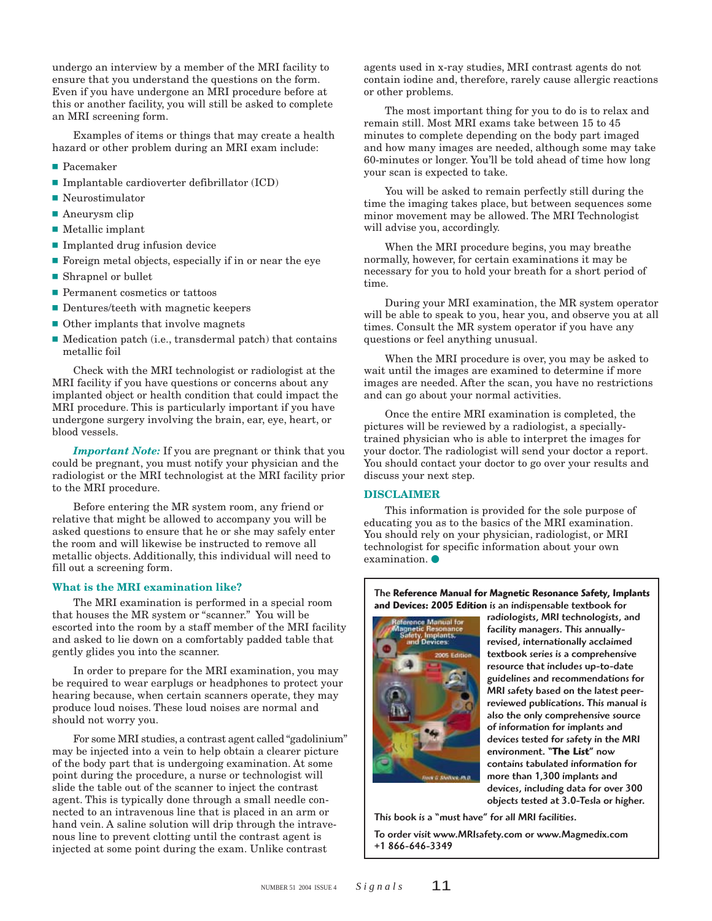undergo an interview by a member of the MRI facility to ensure that you understand the questions on the form. Even if you have undergone an MRI procedure before at this or another facility, you will still be asked to complete an MRI screening form.

Examples of items or things that may create a health hazard or other problem during an MRI exam include:

- Pacemaker
- Implantable cardioverter defibrillator (ICD)
- Neurostimulator
- Aneurysm clip
- Metallic implant
- Implanted drug infusion device
- Foreign metal objects, especially if in or near the eye
- Shrapnel or bullet
- Permanent cosmetics or tattoos
- Dentures/teeth with magnetic keepers
- Other implants that involve magnets
- Medication patch (i.e., transdermal patch) that contains metallic foil

Check with the MRI technologist or radiologist at the MRI facility if you have questions or concerns about any implanted object or health condition that could impact the MRI procedure. This is particularly important if you have undergone surgery involving the brain, ear, eye, heart, or blood vessels.

***Important Note:*** If you are pregnant or think that you could be pregnant, you must notify your physician and the radiologist or the MRI technologist at the MRI facility prior to the MRI procedure.

Before entering the MR system room, any friend or relative that might be allowed to accompany you will be asked questions to ensure that he or she may safely enter the room and will likewise be instructed to remove all metallic objects. Additionally, this individual will need to fill out a screening form.

### What is the MRI examination like?

The MRI examination is performed in a special room that houses the MR system or "scanner." You will be escorted into the room by a staff member of the MRI facility and asked to lie down on a comfortably padded table that gently glides you into the scanner.

In order to prepare for the MRI examination, you may be required to wear earplugs or headphones to protect your hearing because, when certain scanners operate, they may produce loud noises. These loud noises are normal and should not worry you.

For some MRI studies, a contrast agent called "gadolinium" may be injected into a vein to help obtain a clearer picture of the body part that is undergoing examination. At some point during the procedure, a nurse or technologist will slide the table out of the scanner to inject the contrast agent. This is typically done through a small needle connected to an intravenous line that is placed in an arm or hand vein. A saline solution will drip through the intravenous line to prevent clotting until the contrast agent is injected at some point during the exam. Unlike contrast agents used in x-ray studies, MRI contrast agents do not contain iodine and, therefore, rarely cause allergic reactions or other problems.

The most important thing for you to do is to relax and remain still. Most MRI exams take between 15 to 45 minutes to complete depending on the body part imaged and how many images are needed, although some may take 60-minutes or longer. You'll be told ahead of time how long your scan is expected to take.

You will be asked to remain perfectly still during the time the imaging takes place, but between sequences some minor movement may be allowed. The MRI Technologist will advise you, accordingly.

When the MRI procedure begins, you may breathe normally, however, for certain examinations it may be necessary for you to hold your breath for a short period of time.

During your MRI examination, the MR system operator will be able to speak to you, hear you, and observe you at all times. Consult the MR system operator if you have any questions or feel anything unusual.

When the MRI procedure is over, you may be asked to wait until the images are examined to determine if more images are needed. After the scan, you have no restrictions and can go about your normal activities.

Once the entire MRI examination is completed, the pictures will be reviewed by a radiologist, a specially-trained physician who is able to interpret the images for your doctor. The radiologist will send your doctor a report. You should contact your doctor to go over your results and discuss your next step.

### DISCLAIMER

This information is provided for the sole purpose of educating you as to the basics of the MRI examination. You should rely on your physician, radiologist, or MRI technologist for specific information about your own examination.

---

The **Reference Manual for Magnetic Resonance Safety, Implants and Devices: 2005 Edition** is an indispensable textbook for radiologists, MRI technologists, and facility managers. This annually-revised, internationally acclaimed textbook series is a comprehensive resource that includes up-to-date guidelines and recommendations for MRI safety based on the latest peer-reviewed publications. This manual is also the only comprehensive source of information for implants and devices tested for safety in the MRI environment. "**The List**" now contains tabulated information for more than 1,300 implants and devices, including data for over 300 objects tested at 3.0-Tesla or higher.

This book is a "must have" for all MRI facilities.

To order visit www.MRIsafety.com or www.Magmedix.com
+1 866-646-3349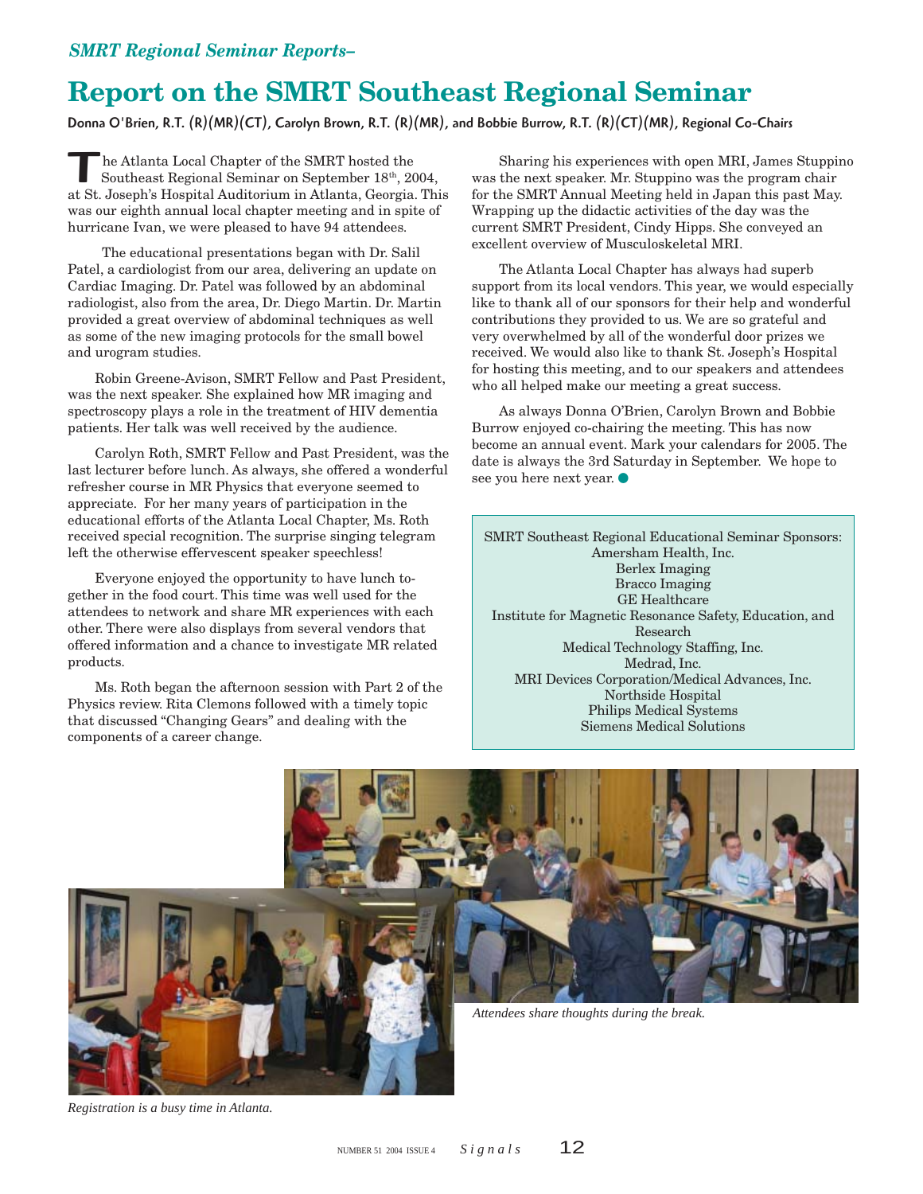*SMRT Regional Seminar Reports–*

# Report on the SMRT Southeast Regional Seminar

**Donna O'Brien, R.T. (R)(MR)(CT), Carolyn Brown, R.T. (R)(MR), and Bobbie Burrow, R.T. (R)(CT)(MR), Regional Co-Chairs**

The Atlanta Local Chapter of the SMRT hosted the Southeast Regional Seminar on September 18th, 2004, at St. Joseph's Hospital Auditorium in Atlanta, Georgia. This was our eighth annual local chapter meeting and in spite of hurricane Ivan, we were pleased to have 94 attendees.

The educational presentations began with Dr. Salil Patel, a cardiologist from our area, delivering an update on Cardiac Imaging. Dr. Patel was followed by an abdominal radiologist, also from the area, Dr. Diego Martin. Dr. Martin provided a great overview of abdominal techniques as well as some of the new imaging protocols for the small bowel and urogram studies.

Robin Greene-Avison, SMRT Fellow and Past President, was the next speaker. She explained how MR imaging and spectroscopy plays a role in the treatment of HIV dementia patients. Her talk was well received by the audience.

Carolyn Roth, SMRT Fellow and Past President, was the last lecturer before lunch. As always, she offered a wonderful refresher course in MR Physics that everyone seemed to appreciate. For her many years of participation in the educational efforts of the Atlanta Local Chapter, Ms. Roth received special recognition. The surprise singing telegram left the otherwise effervescent speaker speechless!

Everyone enjoyed the opportunity to have lunch together in the food court. This time was well used for the attendees to network and share MR experiences with each other. There were also displays from several vendors that offered information and a chance to investigate MR related products.

Ms. Roth began the afternoon session with Part 2 of the Physics review. Rita Clemons followed with a timely topic that discussed "Changing Gears" and dealing with the components of a career change.

Sharing his experiences with open MRI, James Stuppino was the next speaker. Mr. Stuppino was the program chair for the SMRT Annual Meeting held in Japan this past May. Wrapping up the didactic activities of the day was the current SMRT President, Cindy Hipps. She conveyed an excellent overview of Musculoskeletal MRI.

The Atlanta Local Chapter has always had superb support from its local vendors. This year, we would especially like to thank all of our sponsors for their help and wonderful contributions they provided to us. We are so grateful and very overwhelmed by all of the wonderful door prizes we received. We would also like to thank St. Joseph's Hospital for hosting this meeting, and to our speakers and attendees who all helped make our meeting a great success.

As always Donna O'Brien, Carolyn Brown and Bobbie Burrow enjoyed co-chairing the meeting. This has now become an annual event. Mark your calendars for 2005. The date is always the 3rd Saturday in September. We hope to see you here next year.

SMRT Southeast Regional Educational Seminar Sponsors:
Amersham Health, Inc.
Berlex Imaging
Bracco Imaging
GE Healthcare
Institute for Magnetic Resonance Safety, Education, and Research
Medical Technology Staffing, Inc.
Medrad, Inc.
MRI Devices Corporation/Medical Advances, Inc.
Northside Hospital
Philips Medical Systems
Siemens Medical Solutions

*Attendees share thoughts during the break.*

*Registration is a busy time in Atlanta.*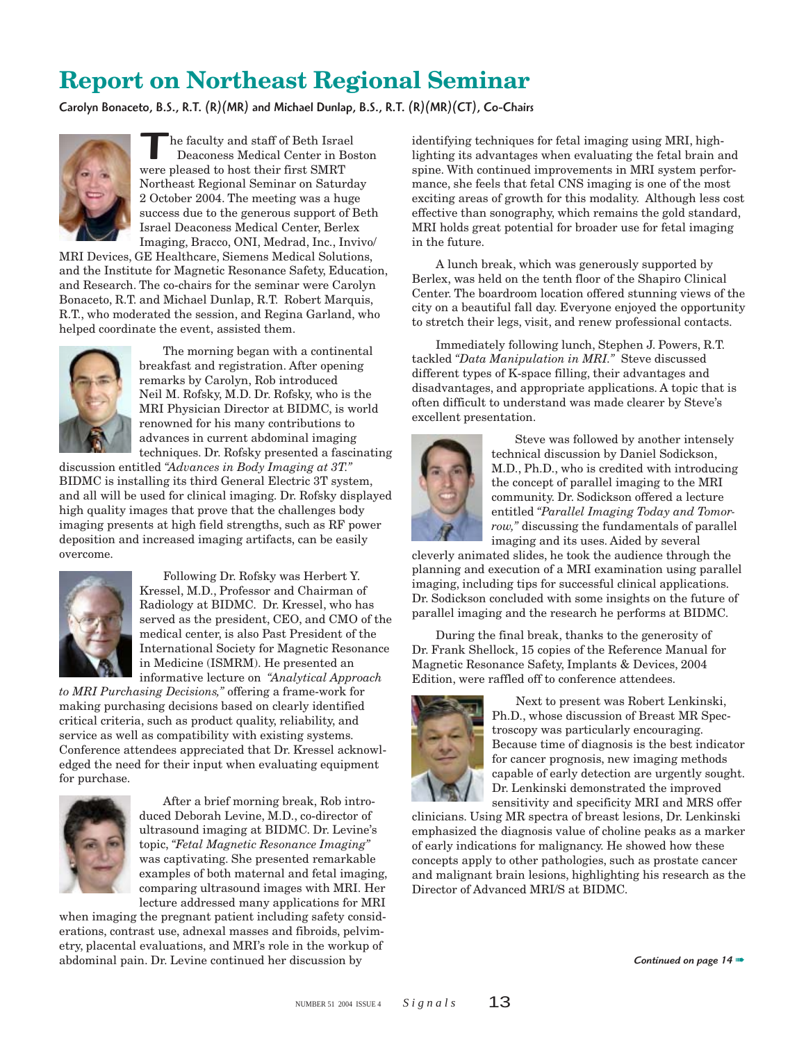# Report on Northeast Regional Seminar

**Carolyn Bonaceto, B.S., R.T. (R)(MR) and Michael Dunlap, B.S., R.T. (R)(MR)(CT), Co-Chairs**

The faculty and staff of Beth Israel Deaconess Medical Center in Boston were pleased to host their first SMRT Northeast Regional Seminar on Saturday 2 October 2004. The meeting was a huge success due to the generous support of Beth Israel Deaconess Medical Center, Berlex Imaging, Bracco, ONI, Medrad, Inc., Invivo/MRI Devices, GE Healthcare, Siemens Medical Solutions, and the Institute for Magnetic Resonance Safety, Education, and Research. The co-chairs for the seminar were Carolyn Bonaceto, R.T. and Michael Dunlap, R.T. Robert Marquis, R.T., who moderated the session, and Regina Garland, who helped coordinate the event, assisted them.

The morning began with a continental breakfast and registration. After opening remarks by Carolyn, Rob introduced Neil M. Rofsky, M.D. Dr. Rofsky, who is the MRI Physician Director at BIDMC, is world renowned for his many contributions to advances in current abdominal imaging techniques. Dr. Rofsky presented a fascinating discussion entitled *"Advances in Body Imaging at 3T."* BIDMC is installing its third General Electric 3T system, and all will be used for clinical imaging. Dr. Rofsky displayed high quality images that prove that the challenges body imaging presents at high field strengths, such as RF power deposition and increased imaging artifacts, can be easily overcome.

Following Dr. Rofsky was Herbert Y. Kressel, M.D., Professor and Chairman of Radiology at BIDMC. Dr. Kressel, who has served as the president, CEO, and CMO of the medical center, is also Past President of the International Society for Magnetic Resonance in Medicine (ISMRM). He presented an informative lecture on *"Analytical Approach to MRI Purchasing Decisions,"* offering a frame-work for making purchasing decisions based on clearly identified critical criteria, such as product quality, reliability, and service as well as compatibility with existing systems. Conference attendees appreciated that Dr. Kressel acknowledged the need for their input when evaluating equipment for purchase.

After a brief morning break, Rob introduced Deborah Levine, M.D., co-director of ultrasound imaging at BIDMC. Dr. Levine's topic, *"Fetal Magnetic Resonance Imaging"* was captivating. She presented remarkable examples of both maternal and fetal imaging, comparing ultrasound images with MRI. Her lecture addressed many applications for MRI when imaging the pregnant patient including safety considerations, contrast use, adnexal masses and fibroids, pelvimetry, placental evaluations, and MRI's role in the workup of abdominal pain. Dr. Levine continued her discussion by identifying techniques for fetal imaging using MRI, highlighting its advantages when evaluating the fetal brain and spine. With continued improvements in MRI system performance, she feels that fetal CNS imaging is one of the most exciting areas of growth for this modality. Although less cost effective than sonography, which remains the gold standard, MRI holds great potential for broader use for fetal imaging in the future.

A lunch break, which was generously supported by Berlex, was held on the tenth floor of the Shapiro Clinical Center. The boardroom location offered stunning views of the city on a beautiful fall day. Everyone enjoyed the opportunity to stretch their legs, visit, and renew professional contacts.

Immediately following lunch, Stephen J. Powers, R.T. tackled *"Data Manipulation in MRI."* Steve discussed different types of K-space filling, their advantages and disadvantages, and appropriate applications. A topic that is often difficult to understand was made clearer by Steve's excellent presentation.

Steve was followed by another intensely technical discussion by Daniel Sodickson, M.D., Ph.D., who is credited with introducing the concept of parallel imaging to the MRI community. Dr. Sodickson offered a lecture entitled *"Parallel Imaging Today and Tomorrow,"* discussing the fundamentals of parallel imaging and its uses. Aided by several cleverly animated slides, he took the audience through the planning and execution of a MRI examination using parallel imaging, including tips for successful clinical applications. Dr. Sodickson concluded with some insights on the future of parallel imaging and the research he performs at BIDMC.

During the final break, thanks to the generosity of Dr. Frank Shellock, 15 copies of the Reference Manual for Magnetic Resonance Safety, Implants & Devices, 2004 Edition, were raffled off to conference attendees.

Next to present was Robert Lenkinski, Ph.D., whose discussion of Breast MR Spectroscopy was particularly encouraging. Because time of diagnosis is the best indicator for cancer prognosis, new imaging methods capable of early detection are urgently sought. Dr. Lenkinski demonstrated the improved sensitivity and specificity MRI and MRS offer clinicians. Using MR spectra of breast lesions, Dr. Lenkinski emphasized the diagnosis value of choline peaks as a marker of early indications for malignancy. He showed how these concepts apply to other pathologies, such as prostate cancer and malignant brain lesions, highlighting his research as the Director of Advanced MRI/S at BIDMC.

***Continued on page 14***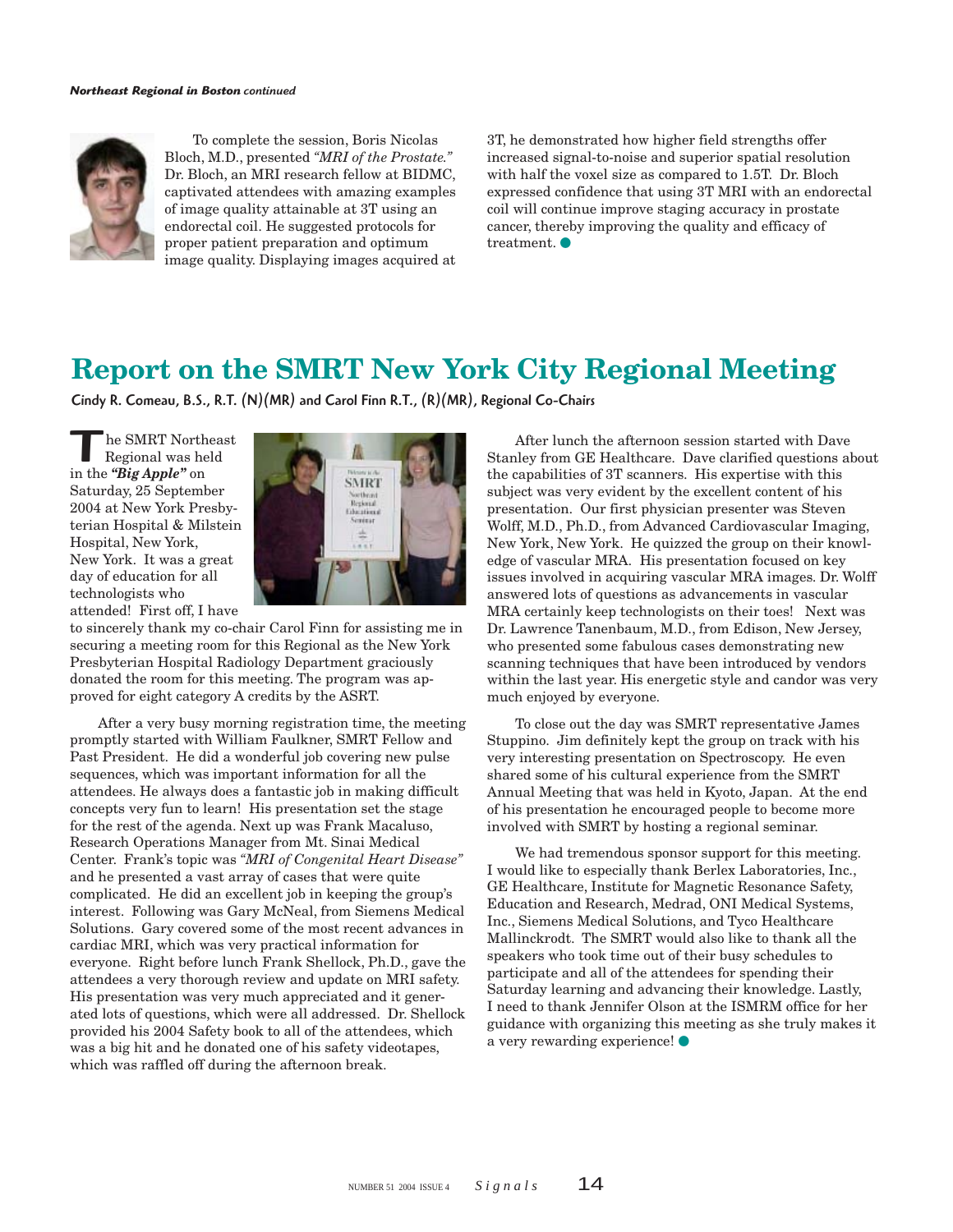*Northeast Regional in Boston continued*

To complete the session, Boris Nicolas Bloch, M.D., presented *"MRI of the Prostate."* Dr. Bloch, an MRI research fellow at BIDMC, captivated attendees with amazing examples of image quality attainable at 3T using an endorectal coil. He suggested protocols for proper patient preparation and optimum image quality. Displaying images acquired at 3T, he demonstrated how higher field strengths offer increased signal-to-noise and superior spatial resolution with half the voxel size as compared to 1.5T. Dr. Bloch expressed confidence that using 3T MRI with an endorectal coil will continue improve staging accuracy in prostate cancer, thereby improving the quality and efficacy of treatment. ●

# Report on the SMRT New York City Regional Meeting

**Cindy R. Comeau, B.S., R.T. (N)(MR) and Carol Finn R.T., (R)(MR), Regional Co-Chairs**

The SMRT Northeast Regional was held in the *"Big Apple"* on Saturday, 25 September 2004 at New York Presbyterian Hospital & Milstein Hospital, New York, New York. It was a great day of education for all technologists who attended! First off, I have to sincerely thank my co-chair Carol Finn for assisting me in securing a meeting room for this Regional as the New York Presbyterian Hospital Radiology Department graciously donated the room for this meeting. The program was approved for eight category A credits by the ASRT.

After a very busy morning registration time, the meeting promptly started with William Faulkner, SMRT Fellow and Past President. He did a wonderful job covering new pulse sequences, which was important information for all the attendees. He always does a fantastic job in making difficult concepts very fun to learn! His presentation set the stage for the rest of the agenda. Next up was Frank Macaluso, Research Operations Manager from Mt. Sinai Medical Center. Frank's topic was *"MRI of Congenital Heart Disease"* and he presented a vast array of cases that were quite complicated. He did an excellent job in keeping the group's interest. Following was Gary McNeal, from Siemens Medical Solutions. Gary covered some of the most recent advances in cardiac MRI, which was very practical information for everyone. Right before lunch Frank Shellock, Ph.D., gave the attendees a very thorough review and update on MRI safety. His presentation was very much appreciated and it generated lots of questions, which were all addressed. Dr. Shellock provided his 2004 Safety book to all of the attendees, which was a big hit and he donated one of his safety videotapes, which was raffled off during the afternoon break.

After lunch the afternoon session started with Dave Stanley from GE Healthcare. Dave clarified questions about the capabilities of 3T scanners. His expertise with this subject was very evident by the excellent content of his presentation. Our first physician presenter was Steven Wolff, M.D., Ph.D., from Advanced Cardiovascular Imaging, New York, New York. He quizzed the group on their knowledge of vascular MRA. His presentation focused on key issues involved in acquiring vascular MRA images. Dr. Wolff answered lots of questions as advancements in vascular MRA certainly keep technologists on their toes! Next was Dr. Lawrence Tanenbaum, M.D., from Edison, New Jersey, who presented some fabulous cases demonstrating new scanning techniques that have been introduced by vendors within the last year. His energetic style and candor was very much enjoyed by everyone.

To close out the day was SMRT representative James Stuppino. Jim definitely kept the group on track with his very interesting presentation on Spectroscopy. He even shared some of his cultural experience from the SMRT Annual Meeting that was held in Kyoto, Japan. At the end of his presentation he encouraged people to become more involved with SMRT by hosting a regional seminar.

We had tremendous sponsor support for this meeting. I would like to especially thank Berlex Laboratories, Inc., GE Healthcare, Institute for Magnetic Resonance Safety, Education and Research, Medrad, ONI Medical Systems, Inc., Siemens Medical Solutions, and Tyco Healthcare Mallinckrodt. The SMRT would also like to thank all the speakers who took time out of their busy schedules to participate and all of the attendees for spending their Saturday learning and advancing their knowledge. Lastly, I need to thank Jennifer Olson at the ISMRM office for her guidance with organizing this meeting as she truly makes it a very rewarding experience! ●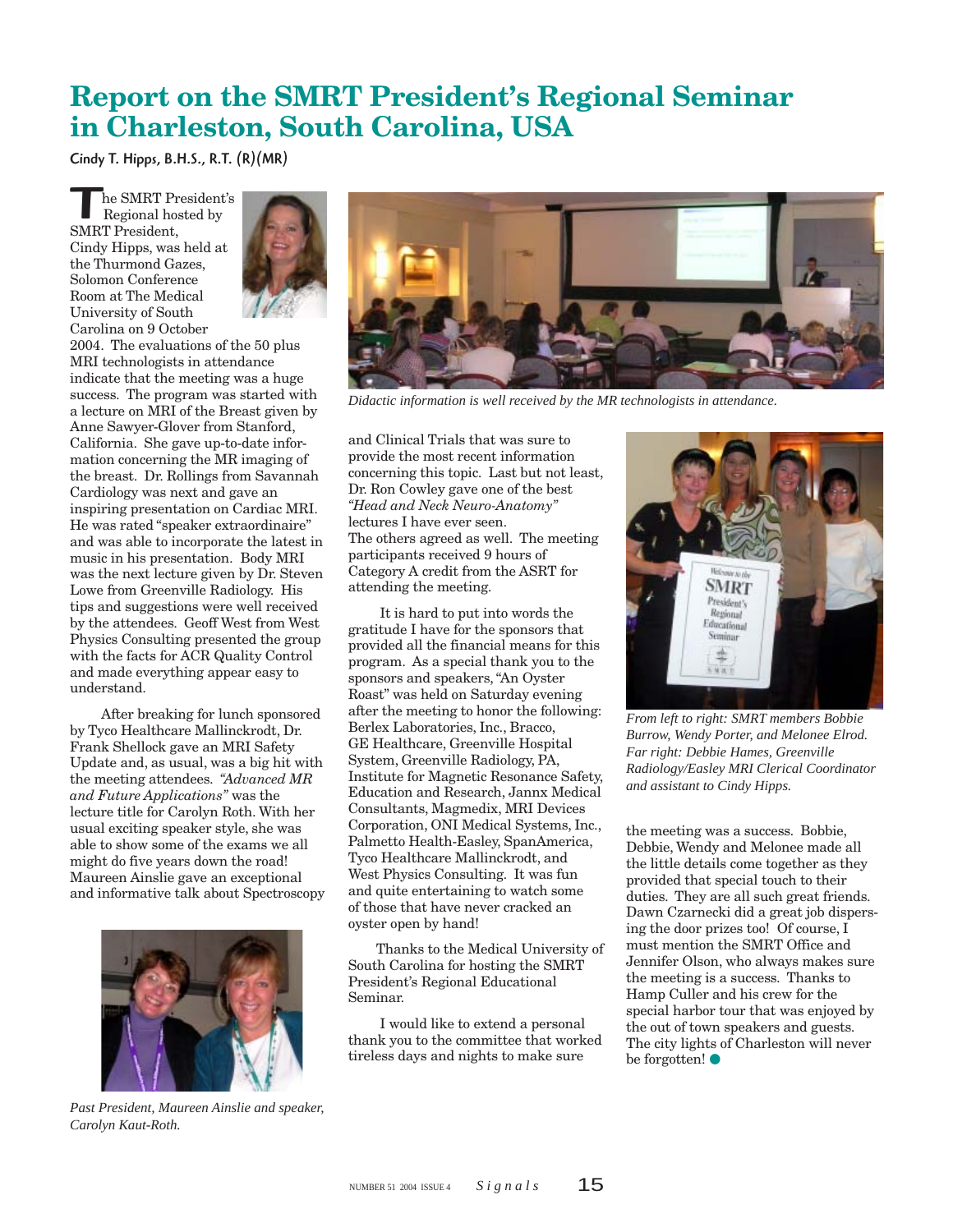# Report on the SMRT President's Regional Seminar in Charleston, South Carolina, USA

Cindy T. Hipps, B.H.S., R.T. (R)(MR)

The SMRT President's Regional hosted by SMRT President, Cindy Hipps, was held at the Thurmond Gazes, Solomon Conference Room at The Medical University of South Carolina on 9 October 2004. The evaluations of the 50 plus MRI technologists in attendance indicate that the meeting was a huge success. The program was started with a lecture on MRI of the Breast given by Anne Sawyer-Glover from Stanford, California. She gave up-to-date information concerning the MR imaging of the breast. Dr. Rollings from Savannah Cardiology was next and gave an inspiring presentation on Cardiac MRI. He was rated "speaker extraordinaire" and was able to incorporate the latest in music in his presentation. Body MRI was the next lecture given by Dr. Steven Lowe from Greenville Radiology. His tips and suggestions were well received by the attendees. Geoff West from West Physics Consulting presented the group with the facts for ACR Quality Control and made everything appear easy to understand.

After breaking for lunch sponsored by Tyco Healthcare Mallinckrodt, Dr. Frank Shellock gave an MRI Safety Update and, as usual, was a big hit with the meeting attendees. *"Advanced MR and Future Applications"* was the lecture title for Carolyn Roth. With her usual exciting speaker style, she was able to show some of the exams we all might do five years down the road! Maureen Ainslie gave an exceptional and informative talk about Spectroscopy and Clinical Trials that was sure to provide the most recent information concerning this topic. Last but not least, Dr. Ron Cowley gave one of the best *"Head and Neck Neuro-Anatomy"* lectures I have ever seen. The others agreed as well. The meeting participants received 9 hours of Category A credit from the ASRT for attending the meeting.

*Past President, Maureen Ainslie and speaker, Carolyn Kaut-Roth.*

*Didactic information is well received by the MR technologists in attendance.*

It is hard to put into words the gratitude I have for the sponsors that provided all the financial means for this program. As a special thank you to the sponsors and speakers, "An Oyster Roast" was held on Saturday evening after the meeting to honor the following: Berlex Laboratories, Inc., Bracco, GE Healthcare, Greenville Hospital System, Greenville Radiology, PA, Institute for Magnetic Resonance Safety, Education and Research, Jannx Medical Consultants, Magmedix, MRI Devices Corporation, ONI Medical Systems, Inc., Palmetto Health-Easley, SpanAmerica, Tyco Healthcare Mallinckrodt, and West Physics Consulting. It was fun and quite entertaining to watch some of those that have never cracked an oyster open by hand!

Thanks to the Medical University of South Carolina for hosting the SMRT President's Regional Educational Seminar.

I would like to extend a personal thank you to the committee that worked tireless days and nights to make sure the meeting was a success. Bobbie, Debbie, Wendy and Melonee made all the little details come together as they provided that special touch to their duties. They are all such great friends. Dawn Czarnecki did a great job dispersing the door prizes too! Of course, I must mention the SMRT Office and Jennifer Olson, who always makes sure the meeting is a success. Thanks to Hamp Culler and his crew for the special harbor tour that was enjoyed by the out of town speakers and guests. The city lights of Charleston will never be forgotten!

*From left to right: SMRT members Bobbie Burrow, Wendy Porter, and Melonee Elrod. Far right: Debbie Hames, Greenville Radiology/Easley MRI Clerical Coordinator and assistant to Cindy Hipps.*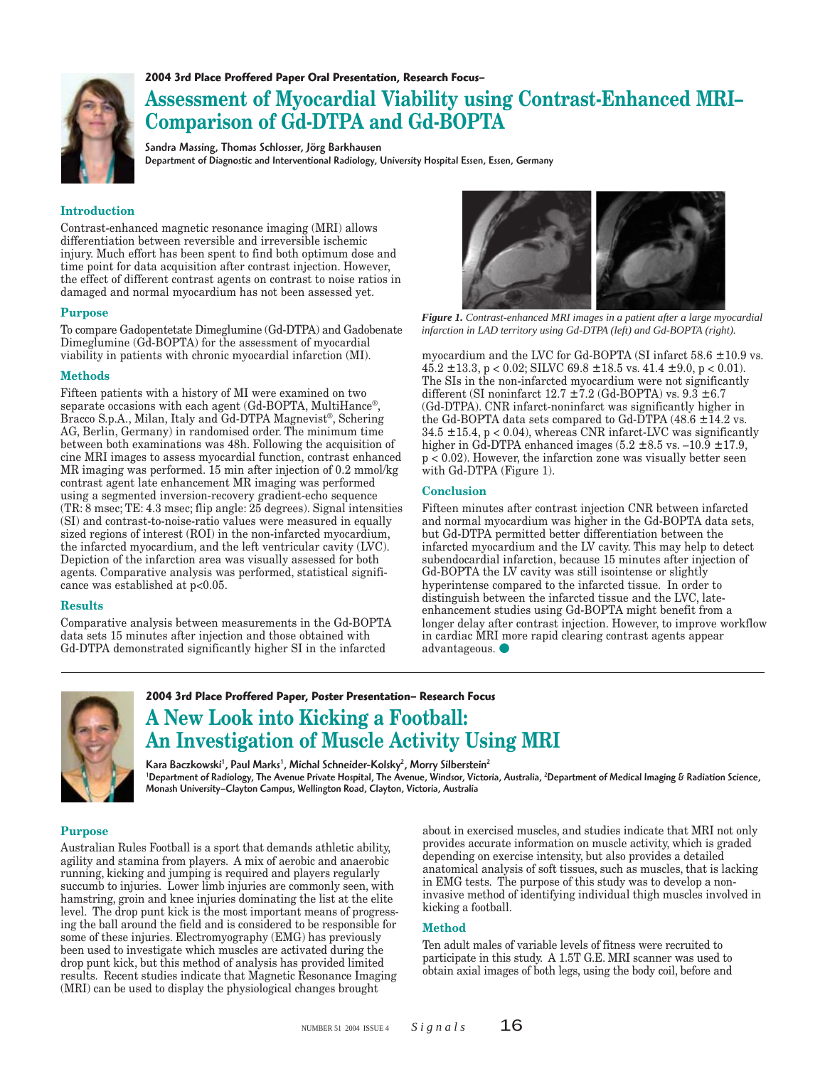2004 3rd Place Proffered Paper Oral Presentation, Research Focus–

# Assessment of Myocardial Viability using Contrast-Enhanced MRI– Comparison of Gd-DTPA and Gd-BOPTA

**Sandra Massing, Thomas Schlosser, Jörg Barkhausen**
Department of Diagnostic and Interventional Radiology, University Hospital Essen, Essen, Germany

### Introduction

Contrast-enhanced magnetic resonance imaging (MRI) allows differentiation between reversible and irreversible ischemic injury. Much effort has been spent to find both optimum dose and time point for data acquisition after contrast injection. However, the effect of different contrast agents on contrast to noise ratios in damaged and normal myocardium has not been assessed yet.

### Purpose

To compare Gadopentetate Dimeglumine (Gd-DTPA) and Gadobenate Dimeglumine (Gd-BOPTA) for the assessment of myocardial viability in patients with chronic myocardial infarction (MI).

### Methods

Fifteen patients with a history of MI were examined on two separate occasions with each agent (Gd-BOPTA, MultiHance®, Bracco S.p.A., Milan, Italy and Gd-DTPA Magnevist®, Schering AG, Berlin, Germany) in randomised order. The minimum time between both examinations was 48h. Following the acquisition of cine MRI images to assess myocardial function, contrast enhanced MR imaging was performed. 15 min after injection of 0.2 mmol/kg contrast agent late enhancement MR imaging was performed using a segmented inversion-recovery gradient-echo sequence (TR: 8 msec; TE: 4.3 msec; flip angle: 25 degrees). Signal intensities (SI) and contrast-to-noise-ratio values were measured in equally sized regions of interest (ROI) in the non-infarcted myocardium, the infarcted myocardium, and the left ventricular cavity (LVC). Depiction of the infarction area was visually assessed for both agents. Comparative analysis was performed, statistical significance was established at $p<0.05$.

### Results

Comparative analysis between measurements in the Gd-BOPTA data sets 15 minutes after injection and those obtained with Gd-DTPA demonstrated significantly higher SI in the infarcted myocardium and the LVC for Gd-BOPTA (SI infarct 58.6 ±10.9 vs. 45.2 ±13.3, $p < 0.02$; SILVC 69.8 ±18.5 vs. 41.4 ±9.0, $p < 0.01$). The SIs in the non-infarcted myocardium were not significantly different (SI noninfarct 12.7 ±7.2 (Gd-BOPTA) vs. 9.3 ±6.7 (Gd-DTPA). CNR infarct-noninfarct was significantly higher in the Gd-BOPTA data sets compared to Gd-DTPA (48.6 ±14.2 vs. 34.5 ±15.4, $p < 0.04$), whereas CNR infarct-LVC was significantly higher in Gd-DTPA enhanced images (5.2 ±8.5 vs. –10.9 ±17.9, $p < 0.02$). However, the infarction zone was visually better seen with Gd-DTPA (Figure 1).

*Figure 1. Contrast-enhanced MRI images in a patient after a large myocardial infarction in LAD territory using Gd-DTPA (left) and Gd-BOPTA (right).*

### Conclusion

Fifteen minutes after contrast injection CNR between infarcted and normal myocardium was higher in the Gd-BOPTA data sets, but Gd-DTPA permitted better differentiation between the infarcted myocardium and the LV cavity. This may help to detect subendocardial infarction, because 15 minutes after injection of Gd-BOPTA the LV cavity was still isointense or slightly hyperintense compared to the infarcted tissue. In order to distinguish between the infarcted tissue and the LVC, late-enhancement studies using Gd-BOPTA might benefit from a longer delay after contrast injection. However, to improve workflow in cardiac MRI more rapid clearing contrast agents appear advantageous.

---

2004 3rd Place Proffered Paper, Poster Presentation– Research Focus

# A New Look into Kicking a Football: An Investigation of Muscle Activity Using MRI

**Kara Baczkowski[1], Paul Marks[1], Michal Schneider-Kolsky[2], Morry Silberstein[2]**
[1]Department of Radiology, The Avenue Private Hospital, The Avenue, Windsor, Victoria, Australia, [2]Department of Medical Imaging & Radiation Science, Monash University–Clayton Campus, Wellington Road, Clayton, Victoria, Australia

### Purpose

Australian Rules Football is a sport that demands athletic ability, agility and stamina from players. A mix of aerobic and anaerobic running, kicking and jumping is required and players regularly succumb to injuries. Lower limb injuries are commonly seen, with hamstring, groin and knee injuries dominating the list at the elite level. The drop punt kick is the most important means of progressing the ball around the field and is considered to be responsible for some of these injuries. Electromyography (EMG) has previously been used to investigate which muscles are activated during the drop punt kick, but this method of analysis has provided limited results. Recent studies indicate that Magnetic Resonance Imaging (MRI) can be used to display the physiological changes brought about in exercised muscles, and studies indicate that MRI not only provides accurate information on muscle activity, which is graded depending on exercise intensity, but also provides a detailed anatomical analysis of soft tissues, such as muscles, that is lacking in EMG tests. The purpose of this study was to develop a non-invasive method of identifying individual thigh muscles involved in kicking a football.

### Method

Ten adult males of variable levels of fitness were recruited to participate in this study. A 1.5T G.E. MRI scanner was used to obtain axial images of both legs, using the body coil, before and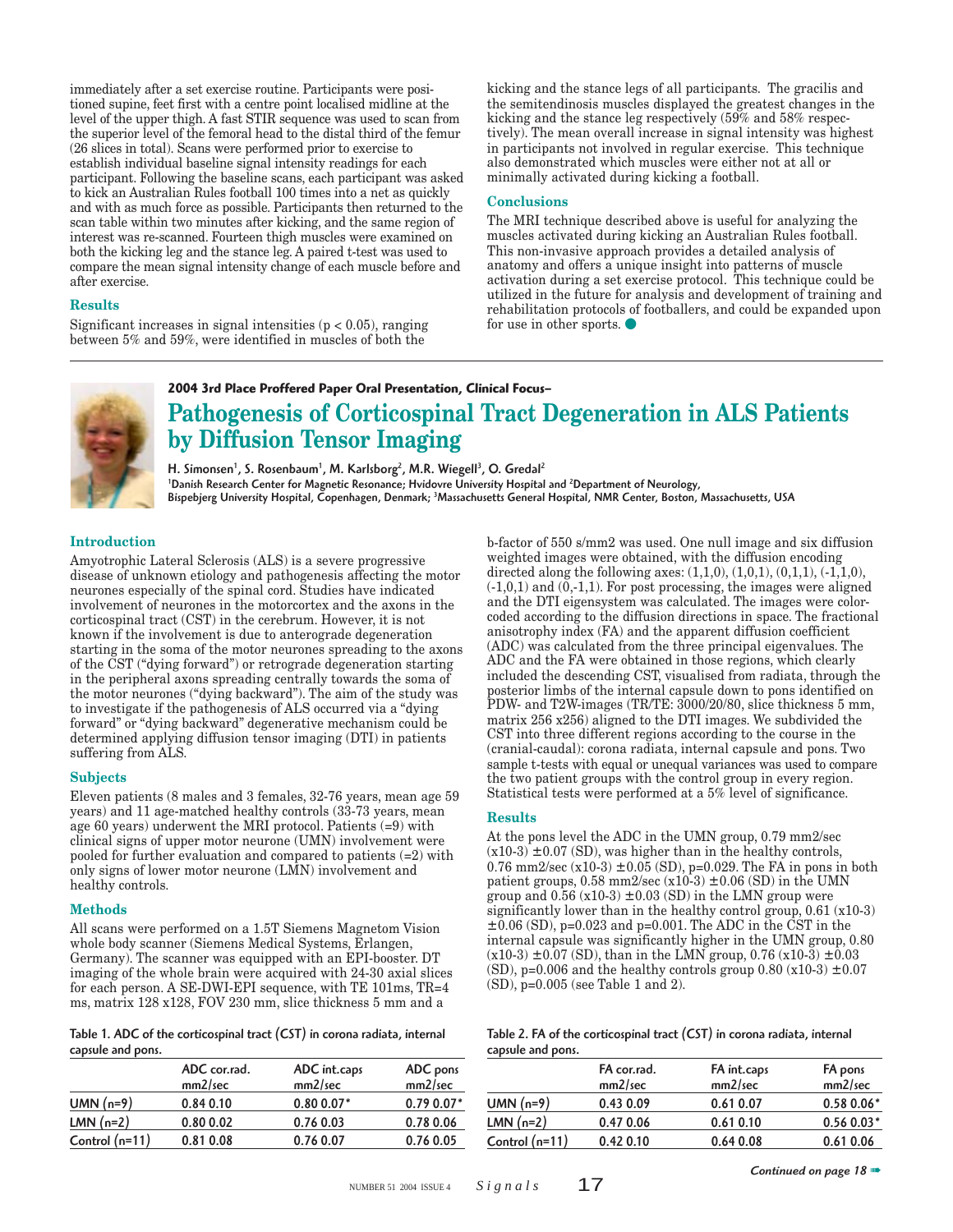immediately after a set exercise routine. Participants were positioned supine, feet first with a centre point localised midline at the level of the upper thigh. A fast STIR sequence was used to scan from the superior level of the femoral head to the distal third of the femur (26 slices in total). Scans were performed prior to exercise to establish individual baseline signal intensity readings for each participant. Following the baseline scans, each participant was asked to kick an Australian Rules football 100 times into a net as quickly and with as much force as possible. Participants then returned to the scan table within two minutes after kicking, and the same region of interest was re-scanned. Fourteen thigh muscles were examined on both the kicking leg and the stance leg. A paired t-test was used to compare the mean signal intensity change of each muscle before and after exercise.

### Results

Significant increases in signal intensities ($p < 0.05$), ranging between 5% and 59%, were identified in muscles of both the kicking and the stance legs of all participants. The gracilis and the semitendinosis muscles displayed the greatest changes in the kicking and the stance leg respectively (59% and 58% respectively). The mean overall increase in signal intensity was highest in participants not involved in regular exercise. This technique also demonstrated which muscles were either not at all or minimally activated during kicking a football.

### Conclusions

The MRI technique described above is useful for analyzing the muscles activated during kicking an Australian Rules football. This non-invasive approach provides a detailed analysis of anatomy and offers a unique insight into patterns of muscle activation during a set exercise protocol. This technique could be utilized in the future for analysis and development of training and rehabilitation protocols of footballers, and could be expanded upon for use in other sports.

---

**2004 3rd Place Proffered Paper Oral Presentation, Clinical Focus–**

## Pathogenesis of Corticospinal Tract Degeneration in ALS Patients by Diffusion Tensor Imaging

**H. Simonsen[1], S. Rosenbaum[1], M. Karlsborg[2], M.R. Wiegell[3], O. Gredal[2]**

[1]Danish Research Center for Magnetic Resonance; Hvidovre University Hospital and [2]Department of Neurology, Bispebjerg University Hospital, Copenhagen, Denmark; [3]Massachusetts General Hospital, NMR Center, Boston, Massachusetts, USA

### Introduction

Amyotrophic Lateral Sclerosis (ALS) is a severe progressive disease of unknown etiology and pathogenesis affecting the motor neurones especially of the spinal cord. Studies have indicated involvement of neurones in the motorcortex and the axons in the corticospinal tract (CST) in the cerebrum. However, it is not known if the involvement is due to anterograde degeneration starting in the soma of the motor neurones spreading to the axons of the CST ("dying forward") or retrograde degeneration starting in the peripheral axons spreading centrally towards the soma of the motor neurones ("dying backward"). The aim of the study was to investigate if the pathogenesis of ALS occurred via a "dying forward" or "dying backward" degenerative mechanism could be determined applying diffusion tensor imaging (DTI) in patients suffering from ALS.

### Subjects

Eleven patients (8 males and 3 females, 32-76 years, mean age 59 years) and 11 age-matched healthy controls (33-73 years, mean age 60 years) underwent the MRI protocol. Patients (=9) with clinical signs of upper motor neurone (UMN) involvement were pooled for further evaluation and compared to patients (=2) with only signs of lower motor neurone (LMN) involvement and healthy controls.

### Methods

All scans were performed on a 1.5T Siemens Magnetom Vision whole body scanner (Siemens Medical Systems, Erlangen, Germany). The scanner was equipped with an EPI-booster. DT imaging of the whole brain were acquired with 24-30 axial slices for each person. A SE-DWI-EPI sequence, with TE 101ms, TR=4 ms, matrix 128 x128, FOV 230 mm, slice thickness 5 mm and a b-factor of 550 s/mm2 was used. One null image and six diffusion weighted images were obtained, with the diffusion encoding directed along the following axes: (1,1,0), (1,0,1), (0,1,1), (-1,1,0), (-1,0,1) and (0,-1,1). For post processing, the images were aligned and the DTI eigensystem was calculated. The images were color-coded according to the diffusion directions in space. The fractional anisotrophy index (FA) and the apparent diffusion coefficient (ADC) was calculated from the three principal eigenvalues. The ADC and the FA were obtained in those regions, which clearly included the descending CST, visualised from radiata, through the posterior limbs of the internal capsule down to pons identified on PDW- and T2W-images (TR/TE: 3000/20/80, slice thickness 5 mm, matrix 256 x256) aligned to the DTI images. We subdivided the CST into three different regions according to the course in the (cranial-caudal): corona radiata, internal capsule and pons. Two sample t-tests with equal or unequal variances was used to compare the two patient groups with the control group in every region. Statistical tests were performed at a 5% level of significance.

### Results

At the pons level the ADC in the UMN group, 0.79 mm2/sec (x10-3) ±0.07 (SD), was higher than in the healthy controls, 0.76 mm2/sec (x10-3) ±0.05 (SD), p=0.029. The FA in pons in both patient groups, 0.58 mm2/sec (x10-3) ±0.06 (SD) in the UMN group and 0.56 (x10-3) ±0.03 (SD) in the LMN group were significantly lower than in the healthy control group, 0.61 (x10-3) ±0.06 (SD), p=0.023 and p=0.001. The ADC in the CST in the internal capsule was significantly higher in the UMN group, 0.80 (x10-3) ±0.07 (SD), than in the LMN group, 0.76 (x10-3) ±0.03 (SD), p=0.006 and the healthy controls group 0.80 (x10-3) ±0.07 (SD), p=0.005 (see Table 1 and 2).

**Table 1. ADC of the corticospinal tract (CST) in corona radiata, internal capsule and pons.**

| | ADC cor.rad. mm2/sec | ADC int.caps mm2/sec | ADC pons mm2/sec |
|---|---|---|---|
| UMN (n=9) | 0.84 0.10 | 0.80 0.07* | 0.79 0.07* |
| LMN (n=2) | 0.80 0.02 | 0.76 0.03 | 0.78 0.06 |
| Control (n=11) | 0.81 0.08 | 0.76 0.07 | 0.76 0.05 |

**Table 2. FA of the corticospinal tract (CST) in corona radiata, internal capsule and pons.**

| | FA cor.rad. mm2/sec | FA int.caps mm2/sec | FA pons mm2/sec |
|---|---|---|---|
| UMN (n=9) | 0.43 0.09 | 0.61 0.07 | 0.58 0.06* |
| LMN (n=2) | 0.47 0.06 | 0.61 0.10 | 0.56 0.03* |
| Control (n=11) | 0.42 0.10 | 0.64 0.08 | 0.61 0.06 |

*Continued on page 18*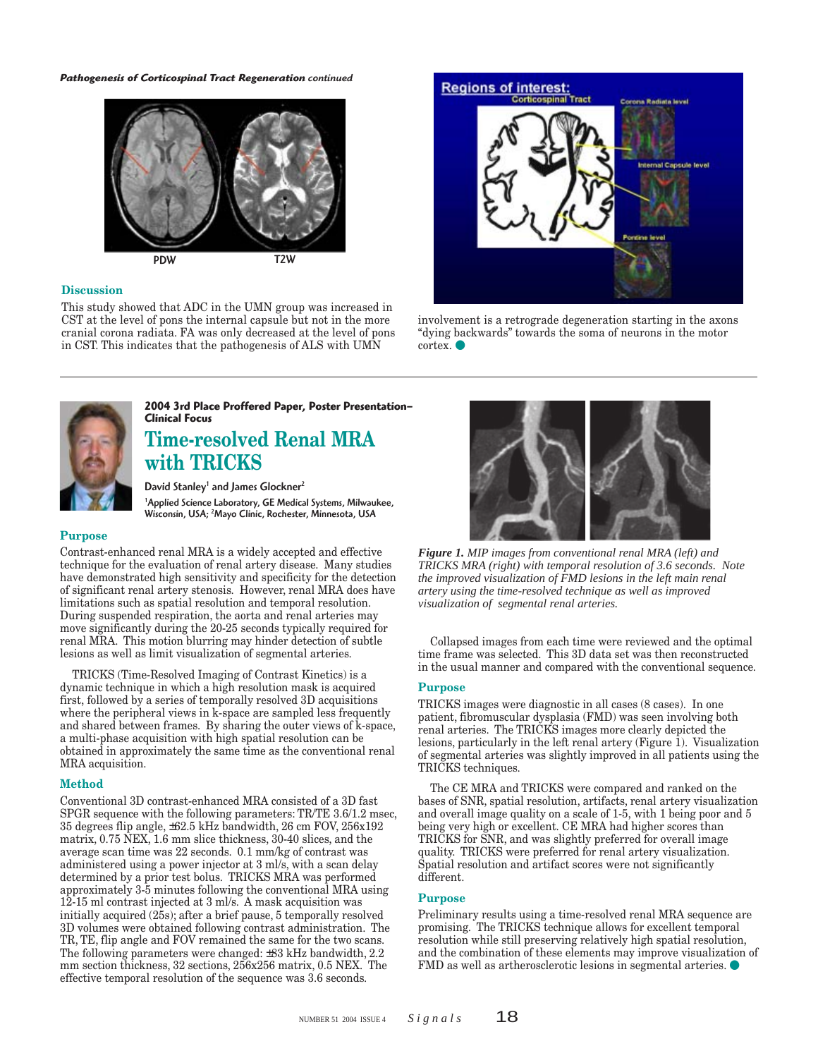*Pathogenesis of Corticospinal Tract Regeneration* continued

PDW T2W

### Discussion

This study showed that ADC in the UMN group was increased in CST at the level of pons the internal capsule but not in the more cranial corona radiata. FA was only decreased at the level of pons in CST. This indicates that the pathogenesis of ALS with UMN involvement is a retrograde degeneration starting in the axons "dying backwards" towards the soma of neurons in the motor cortex.

---

**2004 3rd Place Proffered Paper, Poster Presentation–Clinical Focus**

## Time-resolved Renal MRA with TRICKS

David Stanley[1] and James Glockner[2]

[1]Applied Science Laboratory, GE Medical Systems, Milwaukee, Wisconsin, USA; [2]Mayo Clinic, Rochester, Minnesota, USA

### Purpose

Contrast-enhanced renal MRA is a widely accepted and effective technique for the evaluation of renal artery disease. Many studies have demonstrated high sensitivity and specificity for the detection of significant renal artery stenosis. However, renal MRA does have limitations such as spatial resolution and temporal resolution. During suspended respiration, the aorta and renal arteries may move significantly during the 20-25 seconds typically required for renal MRA. This motion blurring may hinder detection of subtle lesions as well as limit visualization of segmental arteries.

TRICKS (Time-Resolved Imaging of Contrast Kinetics) is a dynamic technique in which a high resolution mask is acquired first, followed by a series of temporally resolved 3D acquisitions where the peripheral views in k-space are sampled less frequently and shared between frames. By sharing the outer views of k-space, a multi-phase acquisition with high spatial resolution can be obtained in approximately the same time as the conventional renal MRA acquisition.

### Method

Conventional 3D contrast-enhanced MRA consisted of a 3D fast SPGR sequence with the following parameters: TR/TE 3.6/1.2 msec, 35 degrees flip angle, ±62.5 kHz bandwidth, 26 cm FOV, 256x192 matrix, 0.75 NEX, 1.6 mm slice thickness, 30-40 slices, and the average scan time was 22 seconds. 0.1 mm/kg of contrast was administered using a power injector at 3 ml/s, with a scan delay determined by a prior test bolus. TRICKS MRA was performed approximately 3-5 minutes following the conventional MRA using 12-15 ml contrast injected at 3 ml/s. A mask acquisition was initially acquired (25s); after a brief pause, 5 temporally resolved 3D volumes were obtained following contrast administration. The TR, TE, flip angle and FOV remained the same for the two scans. The following parameters were changed: ±83 kHz bandwidth, 2.2 mm section thickness, 32 sections, 256x256 matrix, 0.5 NEX. The effective temporal resolution of the sequence was 3.6 seconds.

*__Figure 1.__ MIP images from conventional renal MRA (left) and TRICKS MRA (right) with temporal resolution of 3.6 seconds. Note the improved visualization of FMD lesions in the left main renal artery using the time-resolved technique as well as improved visualization of segmental renal arteries.*

Collapsed images from each time were reviewed and the optimal time frame was selected. This 3D data set was then reconstructed in the usual manner and compared with the conventional sequence.

### Purpose

TRICKS images were diagnostic in all cases (8 cases). In one patient, fibromuscular dysplasia (FMD) was seen involving both renal arteries. The TRICKS images more clearly depicted the lesions, particularly in the left renal artery (Figure 1). Visualization of segmental arteries was slightly improved in all patients using the TRICKS techniques.

The CE MRA and TRICKS were compared and ranked on the bases of SNR, spatial resolution, artifacts, renal artery visualization and overall image quality on a scale of 1-5, with 1 being poor and 5 being very high or excellent. CE MRA had higher scores than TRICKS for SNR, and was slightly preferred for overall image quality. TRICKS were preferred for renal artery visualization. Spatial resolution and artifact scores were not significantly different.

### Purpose

Preliminary results using a time-resolved renal MRA sequence are promising. The TRICKS technique allows for excellent temporal resolution while still preserving relatively high spatial resolution, and the combination of these elements may improve visualization of FMD as well as artherosclerotic lesions in segmental arteries.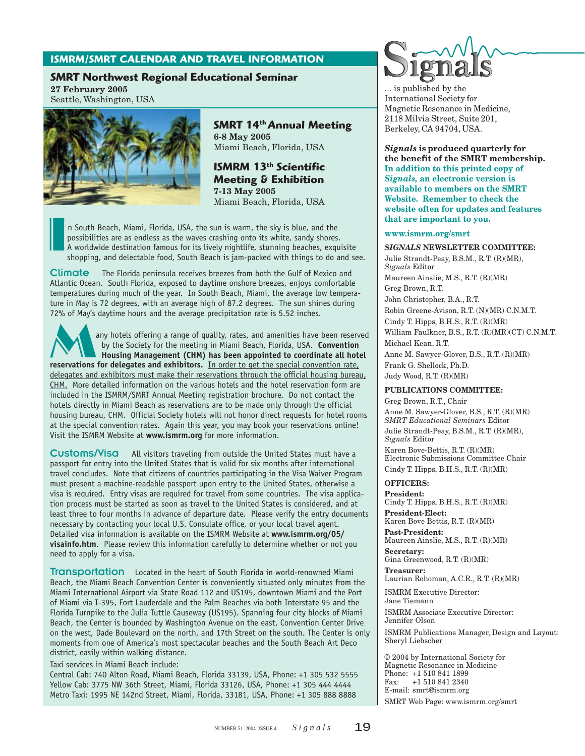## ISMRM/SMRT CALENDAR AND TRAVEL INFORMATION

### SMRT Northwest Regional Educational Seminar

**27 February 2005**
Seattle, Washington, USA

### SMRT 14th Annual Meeting

**6-8 May 2005**
Miami Beach, Florida, USA

### ISMRM 13th Scientific Meeting & Exhibition

**7-13 May 2005**
Miami Beach, Florida, USA

In South Beach, Miami, Florida, USA, the sun is warm, the sky is blue, and the possibilities are as endless as the waves crashing onto its white, sandy shores. A worldwide destination famous for its lively nightlife, stunning beaches, exquisite shopping, and delectable food, South Beach is jam-packed with things to do and see.

**Climate** The Florida peninsula receives breezes from both the Gulf of Mexico and Atlantic Ocean. South Florida, exposed to daytime onshore breezes, enjoys comfortable temperatures during much of the year. In South Beach, Miami, the average low temperature in May is 72 degrees, with an average high of 87.2 degrees. The sun shines during 72% of May's daytime hours and the average precipitation rate is 5.52 inches.

Many hotels offering a range of quality, rates, and amenities have been reserved by the Society for the meeting in Miami Beach, Florida, USA. **Convention Housing Management (CHM) has been appointed to coordinate all hotel reservations for delegates and exhibitors.** In order to get the special convention rate, delegates and exhibitors must make their reservations through the official housing bureau, CHM. More detailed information on the various hotels and the hotel reservation form are included in the ISMRM/SMRT Annual Meeting registration brochure. Do not contact the hotels directly in Miami Beach as reservations are to be made only through the official housing bureau, CHM. Official Society hotels will not honor direct requests for hotel rooms at the special convention rates. Again this year, you may book your reservations online! Visit the ISMRM Website at **www.ismrm.org** for more information.

**Customs/Visa** All visitors traveling from outside the United States must have a passport for entry into the United States that is valid for six months after international travel concludes. Note that citizens of countries participating in the Visa Waiver Program must present a machine-readable passport upon entry to the United States, otherwise a visa is required. Entry visas are required for travel from some countries. The visa application process must be started as soon as travel to the United States is considered, and at least three to four months in advance of departure date. Please verify the entry documents necessary by contacting your local U.S. Consulate office, or your local travel agent. Detailed visa information is available on the ISMRM Website at **www.ismrm.org/05/visainfo.htm**. Please review this information carefully to determine whether or not you need to apply for a visa.

**Transportation** Located in the heart of South Florida in world-renowned Miami Beach, the Miami Beach Convention Center is conveniently situated only minutes from the Miami International Airport via State Road 112 and US195, downtown Miami and the Port of Miami via I-395, Fort Lauderdale and the Palm Beaches via both Interstate 95 and the Florida Turnpike to the Julia Tuttle Causeway (US195). Spanning four city blocks of Miami Beach, the Center is bounded by Washington Avenue on the east, Convention Center Drive on the west, Dade Boulevard on the north, and 17th Street on the south. The Center is only moments from one of America's most spectacular beaches and the South Beach Art Deco district, easily within walking distance.

Taxi services in Miami Beach include:
Central Cab: 740 Alton Road, Miami Beach, Florida 33139, USA, Phone: +1 305 532 5555
Yellow Cab: 3775 NW 36th Street, Miami, Florida 33126, USA, Phone: +1 305 444 4444
Metro Taxi: 1995 NE 142nd Street, Miami, Florida, 33181, USA, Phone: +1 305 888 8888

---

## Signals

... is published by the International Society for Magnetic Resonance in Medicine, 2118 Milvia Street, Suite 201, Berkeley, CA 94704, USA.

***Signals*** **is produced quarterly for the benefit of the SMRT membership. In addition to this printed copy of *Signals*, an electronic version is available to members on the SMRT Website. Remember to check the website often for updates and features that are important to you.**

**www.ismrm.org/smrt**

**_SIGNALS_ NEWSLETTER COMMITTEE:**

Julie Strandt-Peay, B.S.M., R.T. (R)(MR), *Signals* Editor
Maureen Ainslie, M.S., R.T. (R)(MR)
Greg Brown, R.T.
John Christopher, B.A., R.T.
Robin Greene-Avison, R.T. (N)(MR) C.N.M.T.
Cindy T. Hipps, B.H.S., R.T. (R)(MR)
William Faulkner, B.S., R.T. (R)(MR)(CT) C.N.M.T.
Michael Kean, R.T.
Anne M. Sawyer-Glover, B.S., R.T. (R)(MR)
Frank G. Shellock, Ph.D.
Judy Wood, R.T. (R)(MR)

**PUBLICATIONS COMMITTEE:**

Greg Brown, R.T., Chair
Anne M. Sawyer-Glover, B.S., R.T. (R)(MR), *SMRT Educational Seminars* Editor
Julie Strandt-Peay, B.S.M., R.T. (R)(MR), *Signals* Editor
Karen Bove-Bettis, R.T. (R)(MR), Electronic Submissions Committee Chair
Cindy T. Hipps, B.H.S., R.T. (R)(MR)

**OFFICERS:**

**President:**
Cindy T. Hipps, B.H.S., R.T. (R)(MR)

**President-Elect:**
Karen Bove Bettis, R.T. (R)(MR)

**Past-President:**
Maureen Ainslie, M.S., R.T. (R)(MR)

**Secretary:**
Gina Greenwood, R.T. (R)(MR)

**Treasurer:**
Laurian Rohoman, A.C.R., R.T. (R)(MR)

ISMRM Executive Director:
Jane Tiemann

ISMRM Associate Executive Director:
Jennifer Olson

ISMRM Publications Manager, Design and Layout:
Sheryl Liebscher

© 2004 by International Society for Magnetic Resonance in Medicine
Phone: +1 510 841 1899
Fax: +1 510 841 2340
E-mail: smrt@ismrm.org

SMRT Web Page: www.ismrm.org/smrt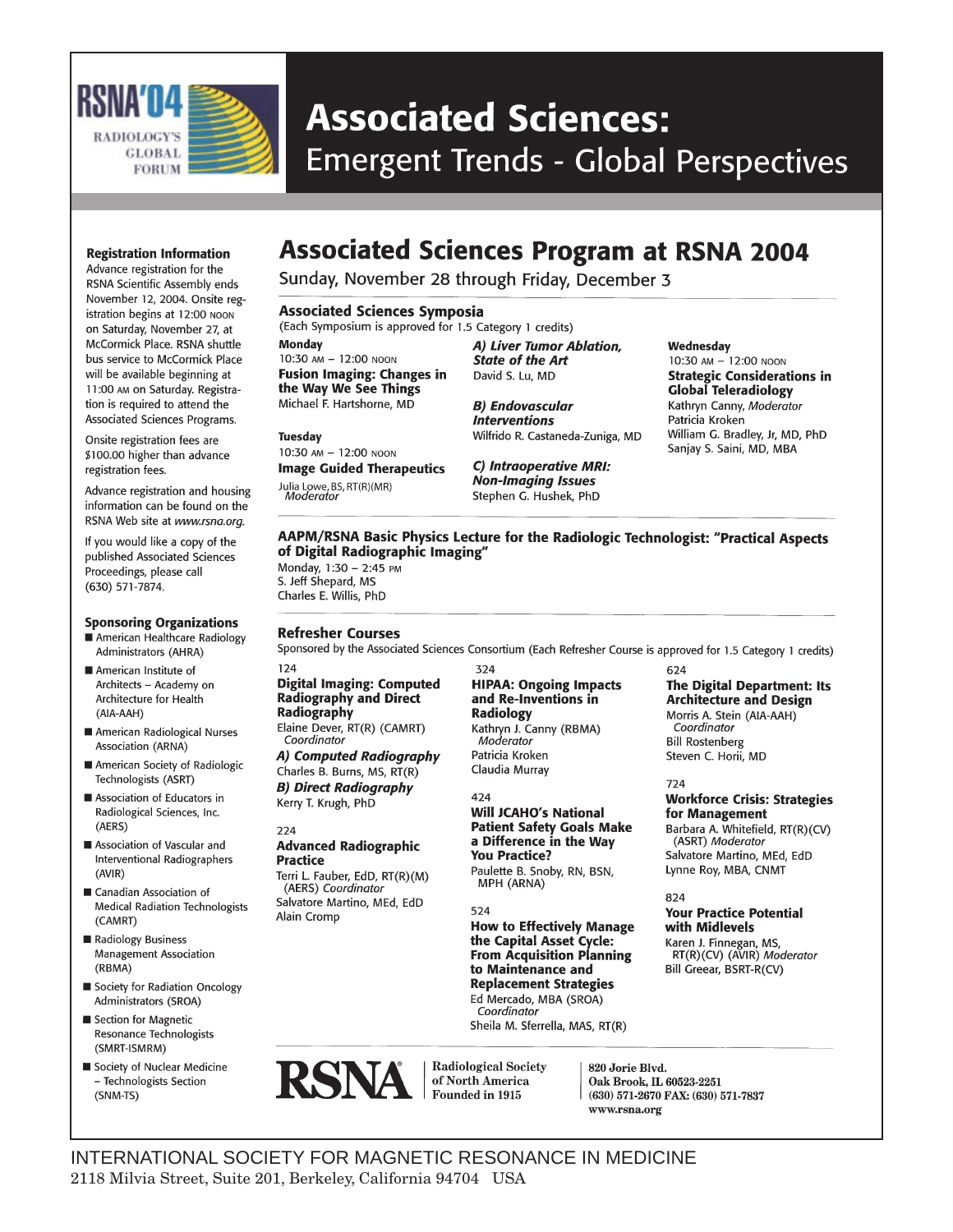RSNA'04 RADIOLOGY'S GLOBAL FORUM

# Associated Sciences:
Emergent Trends - Global Perspectives

### Registration Information

Advance registration for the RSNA Scientific Assembly ends November 12, 2004. Onsite registration begins at 12:00 NOON on Saturday, November 27, at McCormick Place. RSNA shuttle bus service to McCormick Place will be available beginning at 11:00 AM on Saturday. Registration is required to attend the Associated Sciences Programs.

Onsite registration fees are $100.00 higher than advance registration fees.

Advance registration and housing information can be found on the RSNA Web site at *www.rsna.org.*

If you would like a copy of the published Associated Sciences Proceedings, please call (630) 571-7874.

### Sponsoring Organizations

- American Healthcare Radiology Administrators (AHRA)
- American Institute of Architects – Academy on Architecture for Health (AIA-AAH)
- American Radiological Nurses Association (ARNA)
- American Society of Radiologic Technologists (ASRT)
- Association of Educators in Radiological Sciences, Inc. (AERS)
- Association of Vascular and Interventional Radiographers (AVIR)
- Canadian Association of Medical Radiation Technologists (CAMRT)
- Radiology Business Management Association (RBMA)
- Society for Radiation Oncology Administrators (SROA)
- Section for Magnetic Resonance Technologists (SMRT-ISMRM)
- Society of Nuclear Medicine – Technologists Section (SNM-TS)

## Associated Sciences Program at RSNA 2004

Sunday, November 28 through Friday, December 3

### Associated Sciences Symposia

(Each Symposium is approved for 1.5 Category 1 credits)

**Monday**
10:30 AM – 12:00 NOON
**Fusion Imaging: Changes in the Way We See Things**
Michael F. Hartshorne, MD

**Tuesday**
10:30 AM – 12:00 NOON
**Image Guided Therapeutics**
Julia Lowe, BS, RT(R)(MR)
*Moderator*

***A) Liver Tumor Ablation, State of the Art***
David S. Lu, MD

***B) Endovascular Interventions***
Wilfrido R. Castaneda-Zuniga, MD

***C) Intraoperative MRI: Non-Imaging Issues***
Stephen G. Hushek, PhD

**Wednesday**
10:30 AM – 12:00 NOON
**Strategic Considerations in Global Teleradiology**
Kathryn Canny, *Moderator*
Patricia Kroken
William G. Bradley, Jr, MD, PhD
Sanjay S. Saini, MD, MBA

### AAPM/RSNA Basic Physics Lecture for the Radiologic Technologist: "Practical Aspects of Digital Radiographic Imaging"

Monday, 1:30 – 2:45 PM
S. Jeff Shepard, MS
Charles E. Willis, PhD

### Refresher Courses

Sponsored by the Associated Sciences Consortium (Each Refresher Course is approved for 1.5 Category 1 credits)

124
**Digital Imaging: Computed Radiography and Direct Radiography**
Elaine Dever, RT(R) (CAMRT)
*Coordinator*
***A) Computed Radiography***
Charles B. Burns, MS, RT(R)
***B) Direct Radiography***
Kerry T. Krugh, PhD

224
**Advanced Radiographic Practice**
Terri L. Fauber, EdD, RT(R)(M) (AERS) *Coordinator*
Salvatore Martino, MEd, EdD
Alain Cromp

324
**HIPAA: Ongoing Impacts and Re-Inventions in Radiology**
Kathryn J. Canny (RBMA)
*Moderator*
Patricia Kroken
Claudia Murray

424
**Will JCAHO's National Patient Safety Goals Make a Difference in the Way You Practice?**
Paulette B. Snoby, RN, BSN, MPH (ARNA)

524
**How to Effectively Manage the Capital Asset Cycle: From Acquisition Planning to Maintenance and Replacement Strategies**
Ed Mercado, MBA (SROA)
*Coordinator*
Sheila M. Sferrella, MAS, RT(R)

624
**The Digital Department: Its Architecture and Design**
Morris A. Stein (AIA-AAH)
*Coordinator*
Bill Rostenberg
Steven C. Horii, MD

724
**Workforce Crisis: Strategies for Management**
Barbara A. Whitefield, RT(R)(CV) (ASRT) *Moderator*
Salvatore Martino, MEd, EdD
Lynne Roy, MBA, CNMT

824
**Your Practice Potential with Midlevels**
Karen J. Finnegan, MS, RT(R)(CV) (AVIR) *Moderator*
Bill Greear, BSRT-R(CV)

RSNA® Radiological Society of North America Founded in 1915

820 Jorie Blvd.
Oak Brook, IL 60523-2251
(630) 571-2670 FAX: (630) 571-7837
www.rsna.org

INTERNATIONAL SOCIETY FOR MAGNETIC RESONANCE IN MEDICINE
2118 Milvia Street, Suite 201, Berkeley, California 94704 USA